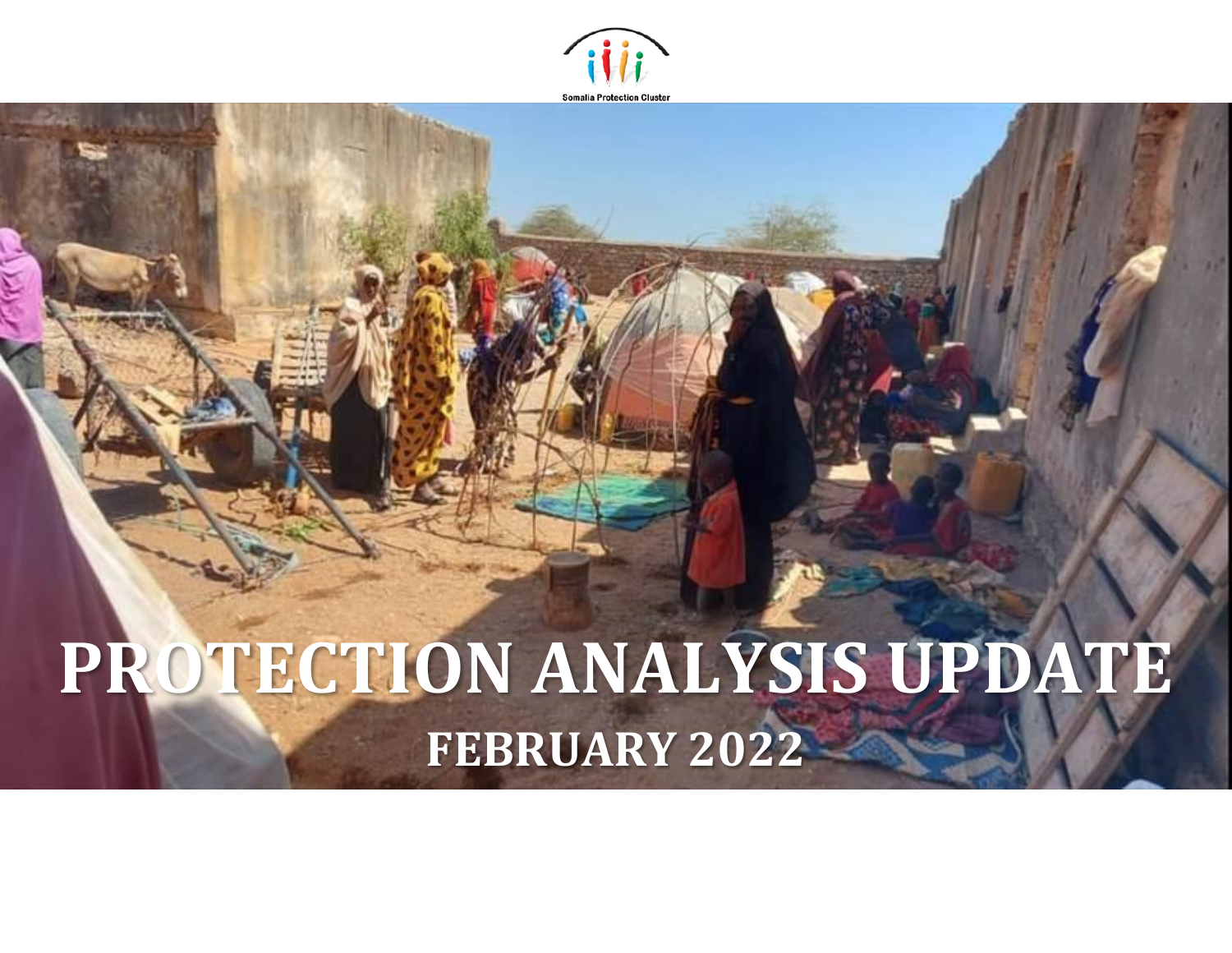Somalia Protection Cluster

# PROTECTION ANALYSIS UPDATE

## FEBRUARY 2022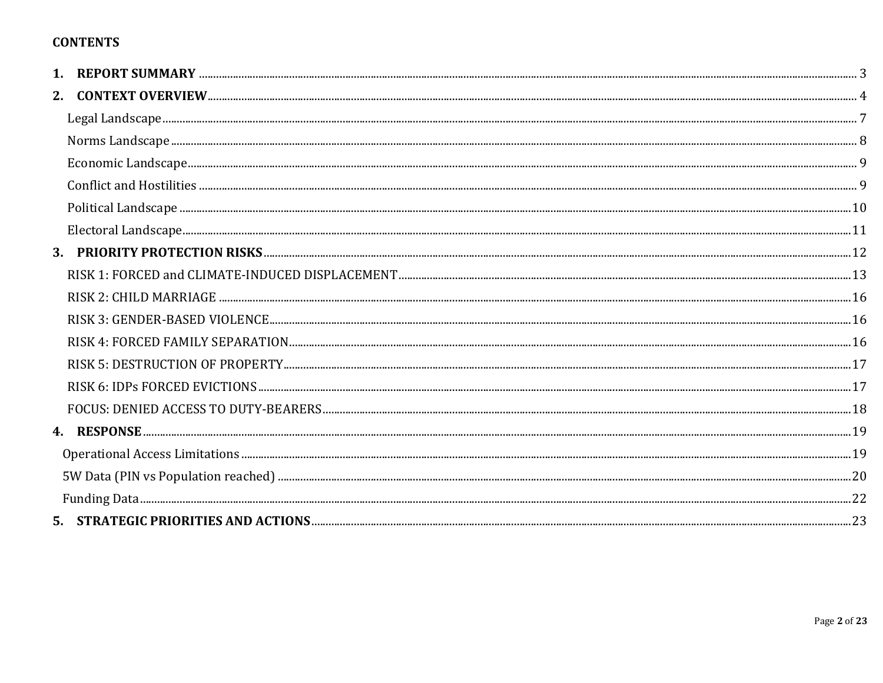**CONTENTS**

1. **REPORT SUMMARY** ........ 3
2. **CONTEXT OVERVIEW** ........ 4
   - Legal Landscape ........ 7
   - Norms Landscape ........ 8
   - Economic Landscape ........ 9
   - Conflict and Hostilities ........ 9
   - Political Landscape ........ 10
   - Electoral Landscape ........ 11
3. **PRIORITY PROTECTION RISKS** ........ 12
   - RISK 1: FORCED and CLIMATE-INDUCED DISPLACEMENT ........ 13
   - RISK 2: CHILD MARRIAGE ........ 16
   - RISK 3: GENDER-BASED VIOLENCE ........ 16
   - RISK 4: FORCED FAMILY SEPARATION ........ 16
   - RISK 5: DESTRUCTION OF PROPERTY ........ 17
   - RISK 6: IDPs FORCED EVICTIONS ........ 17
   - FOCUS: DENIED ACCESS TO DUTY-BEARERS ........ 18
4. **RESPONSE** ........ 19
   - Operational Access Limitations ........ 19
   - 5W Data (PIN vs Population reached) ........ 20
   - Funding Data ........ 22
5. **STRATEGIC PRIORITIES AND ACTIONS** ........ 23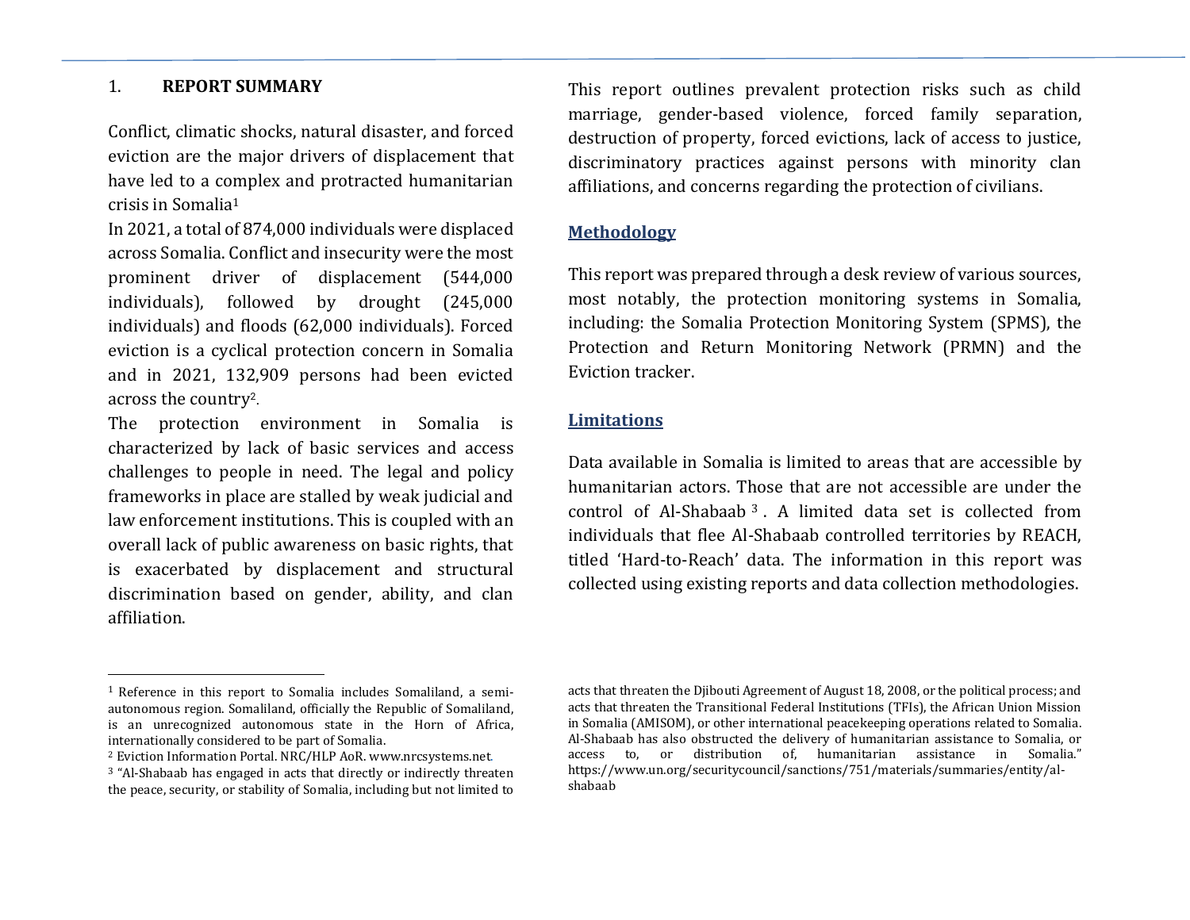## 1. REPORT SUMMARY

Conflict, climatic shocks, natural disaster, and forced eviction are the major drivers of displacement that have led to a complex and protracted humanitarian crisis in Somalia[1]

In 2021, a total of 874,000 individuals were displaced across Somalia. Conflict and insecurity were the most prominent driver of displacement (544,000 individuals), followed by drought (245,000 individuals) and floods (62,000 individuals). Forced eviction is a cyclical protection concern in Somalia and in 2021, 132,909 persons had been evicted across the country[2].

The protection environment in Somalia is characterized by lack of basic services and access challenges to people in need. The legal and policy frameworks in place are stalled by weak judicial and law enforcement institutions. This is coupled with an overall lack of public awareness on basic rights, that is exacerbated by displacement and structural discrimination based on gender, ability, and clan affiliation.

This report outlines prevalent protection risks such as child marriage, gender-based violence, forced family separation, destruction of property, forced evictions, lack of access to justice, discriminatory practices against persons with minority clan affiliations, and concerns regarding the protection of civilians.

### Methodology

This report was prepared through a desk review of various sources, most notably, the protection monitoring systems in Somalia, including: the Somalia Protection Monitoring System (SPMS), the Protection and Return Monitoring Network (PRMN) and the Eviction tracker.

### Limitations

Data available in Somalia is limited to areas that are accessible by humanitarian actors. Those that are not accessible are under the control of Al-Shabaab[3]. A limited data set is collected from individuals that flee Al-Shabaab controlled territories by REACH, titled 'Hard-to-Reach' data. The information in this report was collected using existing reports and data collection methodologies.

---

[1] Reference in this report to Somalia includes Somaliland, a semi-autonomous region. Somaliland, officially the Republic of Somaliland, is an unrecognized autonomous state in the Horn of Africa, internationally considered to be part of Somalia.

[2] Eviction Information Portal. NRC/HLP AoR. www.nrcsystems.net.

[3] "Al-Shabaab has engaged in acts that directly or indirectly threaten the peace, security, or stability of Somalia, including but not limited to acts that threaten the Djibouti Agreement of August 18, 2008, or the political process; and acts that threaten the Transitional Federal Institutions (TFIs), the African Union Mission in Somalia (AMISOM), or other international peacekeeping operations related to Somalia. Al-Shabaab has also obstructed the delivery of humanitarian assistance to Somalia, or access to, or distribution of, humanitarian assistance in Somalia." https://www.un.org/securitycouncil/sanctions/751/materials/summaries/entity/al-shabaab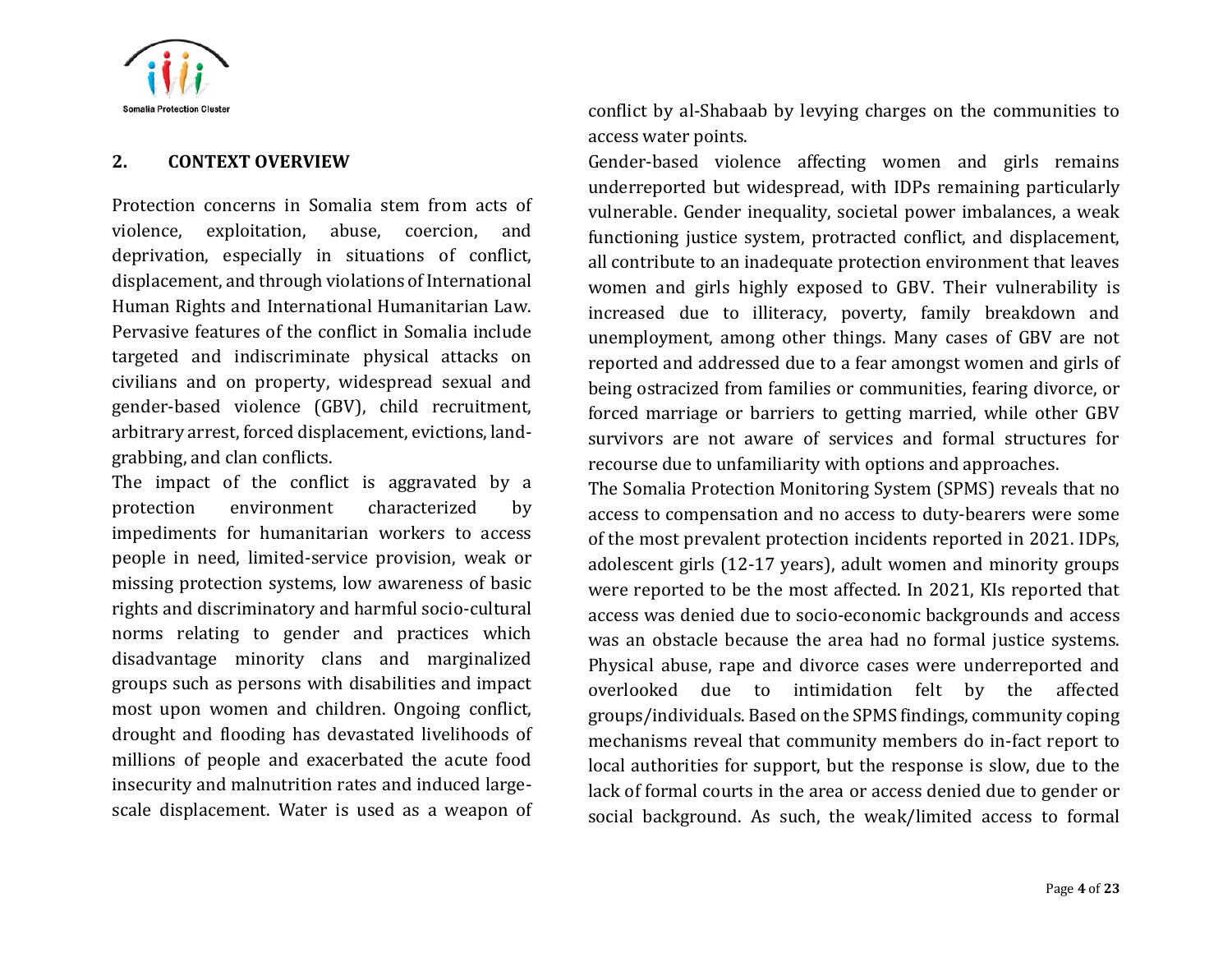## 2. CONTEXT OVERVIEW

Protection concerns in Somalia stem from acts of violence, exploitation, abuse, coercion, and deprivation, especially in situations of conflict, displacement, and through violations of International Human Rights and International Humanitarian Law. Pervasive features of the conflict in Somalia include targeted and indiscriminate physical attacks on civilians and on property, widespread sexual and gender-based violence (GBV), child recruitment, arbitrary arrest, forced displacement, evictions, land-grabbing, and clan conflicts.

The impact of the conflict is aggravated by a protection environment characterized by impediments for humanitarian workers to access people in need, limited-service provision, weak or missing protection systems, low awareness of basic rights and discriminatory and harmful socio-cultural norms relating to gender and practices which disadvantage minority clans and marginalized groups such as persons with disabilities and impact most upon women and children. Ongoing conflict, drought and flooding has devastated livelihoods of millions of people and exacerbated the acute food insecurity and malnutrition rates and induced large-scale displacement. Water is used as a weapon of conflict by al-Shabaab by levying charges on the communities to access water points.

Gender-based violence affecting women and girls remains underreported but widespread, with IDPs remaining particularly vulnerable. Gender inequality, societal power imbalances, a weak functioning justice system, protracted conflict, and displacement, all contribute to an inadequate protection environment that leaves women and girls highly exposed to GBV. Their vulnerability is increased due to illiteracy, poverty, family breakdown and unemployment, among other things. Many cases of GBV are not reported and addressed due to a fear amongst women and girls of being ostracized from families or communities, fearing divorce, or forced marriage or barriers to getting married, while other GBV survivors are not aware of services and formal structures for recourse due to unfamiliarity with options and approaches.

The Somalia Protection Monitoring System (SPMS) reveals that no access to compensation and no access to duty-bearers were some of the most prevalent protection incidents reported in 2021. IDPs, adolescent girls (12-17 years), adult women and minority groups were reported to be the most affected. In 2021, KIs reported that access was denied due to socio-economic backgrounds and access was an obstacle because the area had no formal justice systems. Physical abuse, rape and divorce cases were underreported and overlooked due to intimidation felt by the affected groups/individuals. Based on the SPMS findings, community coping mechanisms reveal that community members do in-fact report to local authorities for support, but the response is slow, due to the lack of formal courts in the area or access denied due to gender or social background. As such, the weak/limited access to formal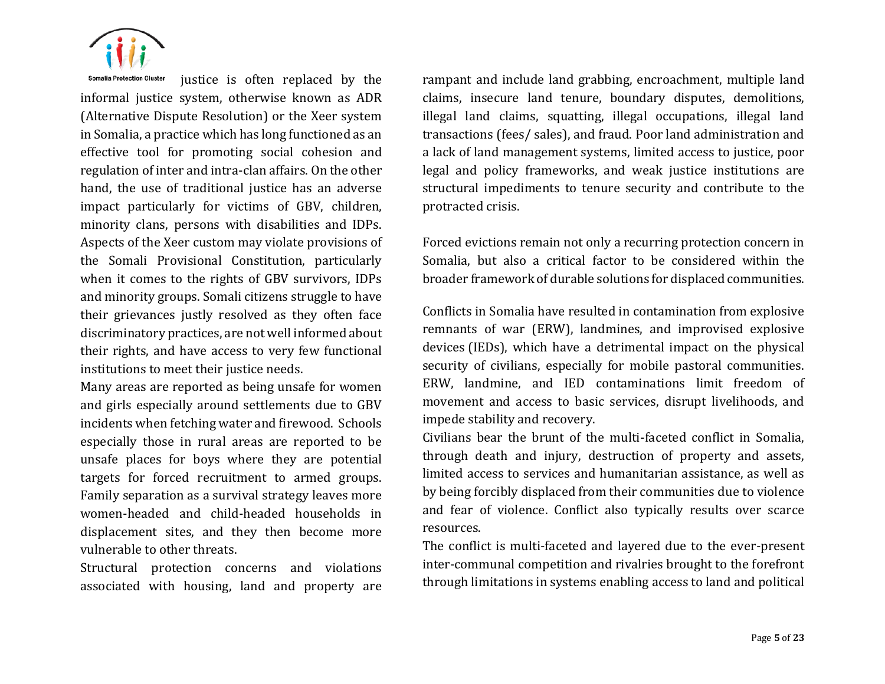justice is often replaced by the informal justice system, otherwise known as ADR (Alternative Dispute Resolution) or the Xeer system in Somalia, a practice which has long functioned as an effective tool for promoting social cohesion and regulation of inter and intra-clan affairs. On the other hand, the use of traditional justice has an adverse impact particularly for victims of GBV, children, minority clans, persons with disabilities and IDPs. Aspects of the Xeer custom may violate provisions of the Somali Provisional Constitution, particularly when it comes to the rights of GBV survivors, IDPs and minority groups. Somali citizens struggle to have their grievances justly resolved as they often face discriminatory practices, are not well informed about their rights, and have access to very few functional institutions to meet their justice needs.

Many areas are reported as being unsafe for women and girls especially around settlements due to GBV incidents when fetching water and firewood. Schools especially those in rural areas are reported to be unsafe places for boys where they are potential targets for forced recruitment to armed groups. Family separation as a survival strategy leaves more women-headed and child-headed households in displacement sites, and they then become more vulnerable to other threats.

Structural protection concerns and violations associated with housing, land and property are rampant and include land grabbing, encroachment, multiple land claims, insecure land tenure, boundary disputes, demolitions, illegal land claims, squatting, illegal occupations, illegal land transactions (fees/ sales), and fraud. Poor land administration and a lack of land management systems, limited access to justice, poor legal and policy frameworks, and weak justice institutions are structural impediments to tenure security and contribute to the protracted crisis.

Forced evictions remain not only a recurring protection concern in Somalia, but also a critical factor to be considered within the broader framework of durable solutions for displaced communities.

Conflicts in Somalia have resulted in contamination from explosive remnants of war (ERW), landmines, and improvised explosive devices (IEDs), which have a detrimental impact on the physical security of civilians, especially for mobile pastoral communities. ERW, landmine, and IED contaminations limit freedom of movement and access to basic services, disrupt livelihoods, and impede stability and recovery.

Civilians bear the brunt of the multi-faceted conflict in Somalia, through death and injury, destruction of property and assets, limited access to services and humanitarian assistance, as well as by being forcibly displaced from their communities due to violence and fear of violence. Conflict also typically results over scarce resources.

The conflict is multi-faceted and layered due to the ever-present inter-communal competition and rivalries brought to the forefront through limitations in systems enabling access to land and political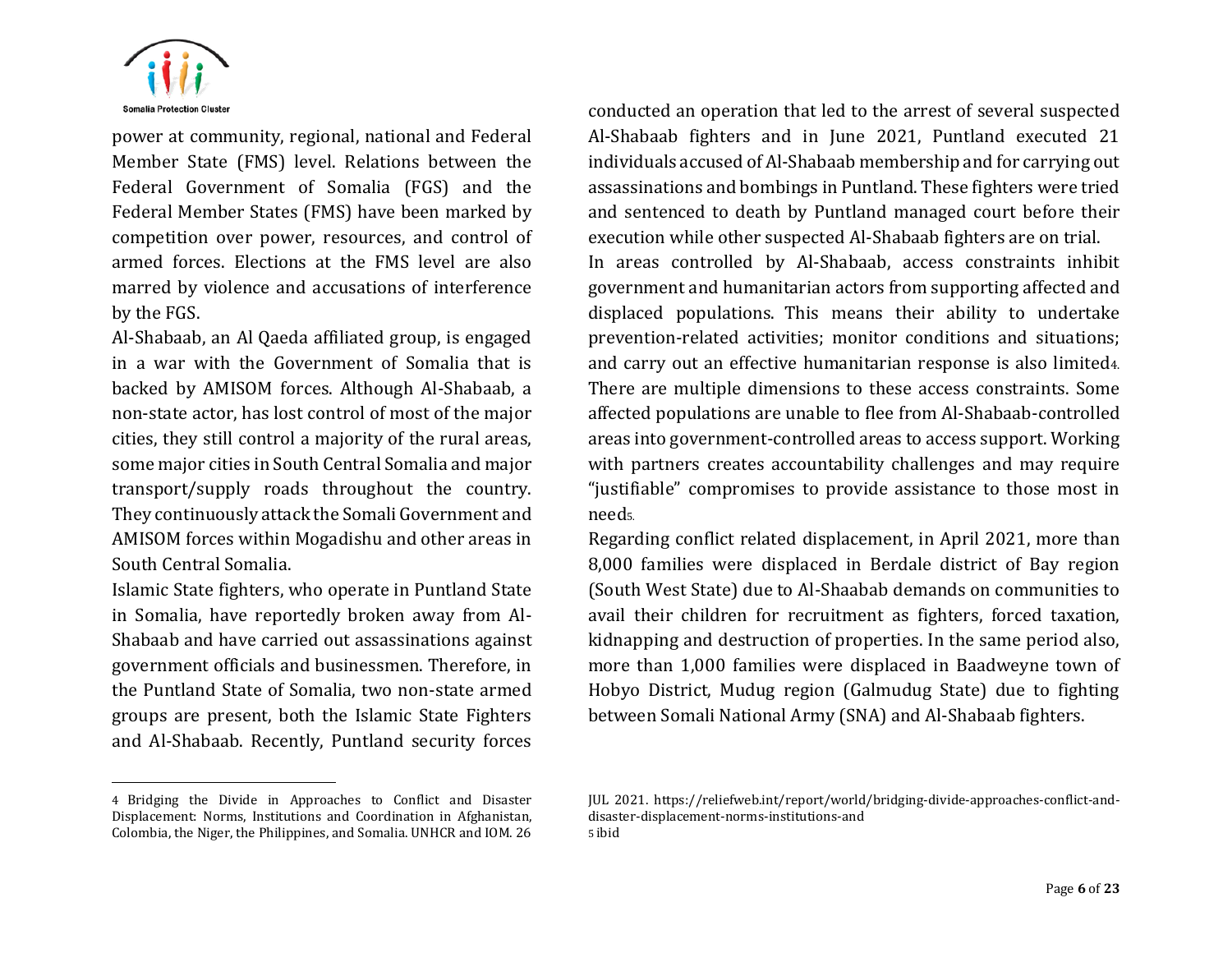power at community, regional, national and Federal Member State (FMS) level. Relations between the Federal Government of Somalia (FGS) and the Federal Member States (FMS) have been marked by competition over power, resources, and control of armed forces. Elections at the FMS level are also marred by violence and accusations of interference by the FGS.

Al-Shabaab, an Al Qaeda affiliated group, is engaged in a war with the Government of Somalia that is backed by AMISOM forces. Although Al-Shabaab, a non-state actor, has lost control of most of the major cities, they still control a majority of the rural areas, some major cities in South Central Somalia and major transport/supply roads throughout the country. They continuously attack the Somali Government and AMISOM forces within Mogadishu and other areas in South Central Somalia.

Islamic State fighters, who operate in Puntland State in Somalia, have reportedly broken away from Al-Shabaab and have carried out assassinations against government officials and businessmen. Therefore, in the Puntland State of Somalia, two non-state armed groups are present, both the Islamic State Fighters and Al-Shabaab. Recently, Puntland security forces conducted an operation that led to the arrest of several suspected Al-Shabaab fighters and in June 2021, Puntland executed 21 individuals accused of Al-Shabaab membership and for carrying out assassinations and bombings in Puntland. These fighters were tried and sentenced to death by Puntland managed court before their execution while other suspected Al-Shabaab fighters are on trial.

In areas controlled by Al-Shabaab, access constraints inhibit government and humanitarian actors from supporting affected and displaced populations. This means their ability to undertake prevention-related activities; monitor conditions and situations; and carry out an effective humanitarian response is also limited[4]. There are multiple dimensions to these access constraints. Some affected populations are unable to flee from Al-Shabaab-controlled areas into government-controlled areas to access support. Working with partners creates accountability challenges and may require "justifiable" compromises to provide assistance to those most in need[5].

Regarding conflict related displacement, in April 2021, more than 8,000 families were displaced in Berdale district of Bay region (South West State) due to Al-Shaabab demands on communities to avail their children for recruitment as fighters, forced taxation, kidnapping and destruction of properties. In the same period also, more than 1,000 families were displaced in Baadweyne town of Hobyo District, Mudug region (Galmudug State) due to fighting between Somali National Army (SNA) and Al-Shabaab fighters.

---

4 Bridging the Divide in Approaches to Conflict and Disaster Displacement: Norms, Institutions and Coordination in Afghanistan, Colombia, the Niger, the Philippines, and Somalia. UNHCR and IOM. 26 JUL 2021. https://reliefweb.int/report/world/bridging-divide-approaches-conflict-and-disaster-displacement-norms-institutions-and

5 ibid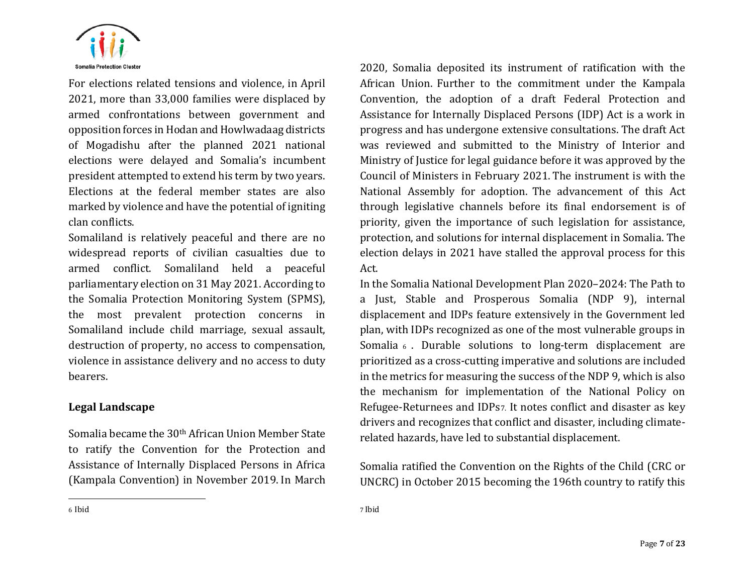For elections related tensions and violence, in April 2021, more than 33,000 families were displaced by armed confrontations between government and opposition forces in Hodan and Howlwadaag districts of Mogadishu after the planned 2021 national elections were delayed and Somalia's incumbent president attempted to extend his term by two years. Elections at the federal member states are also marked by violence and have the potential of igniting clan conflicts.

Somaliland is relatively peaceful and there are no widespread reports of civilian casualties due to armed conflict. Somaliland held a peaceful parliamentary election on 31 May 2021. According to the Somalia Protection Monitoring System (SPMS), the most prevalent protection concerns in Somaliland include child marriage, sexual assault, destruction of property, no access to compensation, violence in assistance delivery and no access to duty bearers.

## Legal Landscape

Somalia became the 30th African Union Member State to ratify the Convention for the Protection and Assistance of Internally Displaced Persons in Africa (Kampala Convention) in November 2019. In March 2020, Somalia deposited its instrument of ratification with the African Union. Further to the commitment under the Kampala Convention, the adoption of a draft Federal Protection and Assistance for Internally Displaced Persons (IDP) Act is a work in progress and has undergone extensive consultations. The draft Act was reviewed and submitted to the Ministry of Interior and Ministry of Justice for legal guidance before it was approved by the Council of Ministers in February 2021. The instrument is with the National Assembly for adoption. The advancement of this Act through legislative channels before its final endorsement is of priority, given the importance of such legislation for assistance, protection, and solutions for internal displacement in Somalia. The election delays in 2021 have stalled the approval process for this Act.

In the Somalia National Development Plan 2020–2024: The Path to a Just, Stable and Prosperous Somalia (NDP 9), internal displacement and IDPs feature extensively in the Government led plan, with IDPs recognized as one of the most vulnerable groups in Somalia [6]. Durable solutions to long-term displacement are prioritized as a cross-cutting imperative and solutions are included in the metrics for measuring the success of the NDP 9, which is also the mechanism for implementation of the National Policy on Refugee-Returnees and IDPs[7]. It notes conflict and disaster as key drivers and recognizes that conflict and disaster, including climate-related hazards, have led to substantial displacement.

Somalia ratified the Convention on the Rights of the Child (CRC or UNCRC) in October 2015 becoming the 196th country to ratify this

[6] Ibid

[7] Ibid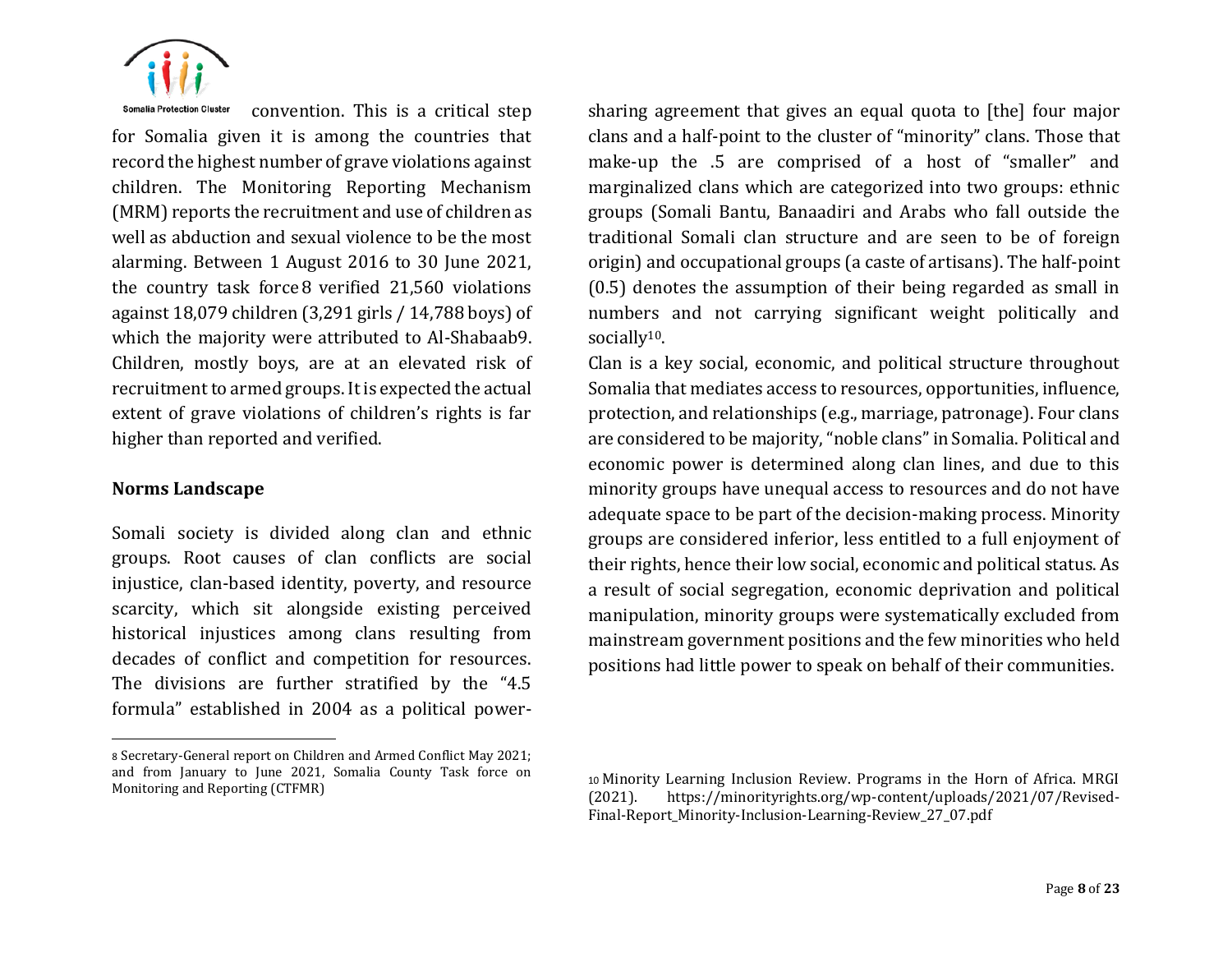convention. This is a critical step for Somalia given it is among the countries that record the highest number of grave violations against children. The Monitoring Reporting Mechanism (MRM) reports the recruitment and use of children as well as abduction and sexual violence to be the most alarming. Between 1 August 2016 to 30 June 2021, the country task force[8] verified 21,560 violations against 18,079 children (3,291 girls / 14,788 boys) of which the majority were attributed to Al-Shabaab[9]. Children, mostly boys, are at an elevated risk of recruitment to armed groups. It is expected the actual extent of grave violations of children's rights is far higher than reported and verified.

**Norms Landscape**

Somali society is divided along clan and ethnic groups. Root causes of clan conflicts are social injustice, clan-based identity, poverty, and resource scarcity, which sit alongside existing perceived historical injustices among clans resulting from decades of conflict and competition for resources. The divisions are further stratified by the "4.5 formula" established in 2004 as a political power-sharing agreement that gives an equal quota to [the] four major clans and a half-point to the cluster of "minority" clans. Those that make-up the .5 are comprised of a host of "smaller" and marginalized clans which are categorized into two groups: ethnic groups (Somali Bantu, Banaadiri and Arabs who fall outside the traditional Somali clan structure and are seen to be of foreign origin) and occupational groups (a caste of artisans). The half-point (0.5) denotes the assumption of their being regarded as small in numbers and not carrying significant weight politically and socially[10].

Clan is a key social, economic, and political structure throughout Somalia that mediates access to resources, opportunities, influence, protection, and relationships (e.g., marriage, patronage). Four clans are considered to be majority, "noble clans" in Somalia. Political and economic power is determined along clan lines, and due to this minority groups have unequal access to resources and do not have adequate space to be part of the decision-making process. Minority groups are considered inferior, less entitled to a full enjoyment of their rights, hence their low social, economic and political status. As a result of social segregation, economic deprivation and political manipulation, minority groups were systematically excluded from mainstream government positions and the few minorities who held positions had little power to speak on behalf of their communities.

---

[8] Secretary-General report on Children and Armed Conflict May 2021; and from January to June 2021, Somalia County Task force on Monitoring and Reporting (CTFMR)

[10] Minority Learning Inclusion Review. Programs in the Horn of Africa. MRGI (2021). https://minorityrights.org/wp-content/uploads/2021/07/Revised-Final-Report_Minority-Inclusion-Learning-Review_27_07.pdf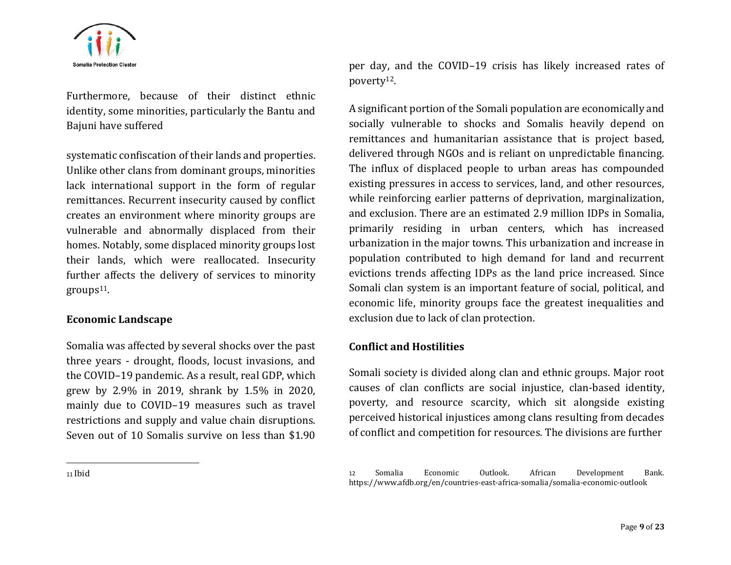Furthermore, because of their distinct ethnic identity, some minorities, particularly the Bantu and Bajuni have suffered systematic confiscation of their lands and properties. Unlike other clans from dominant groups, minorities lack international support in the form of regular remittances. Recurrent insecurity caused by conflict creates an environment where minority groups are vulnerable and abnormally displaced from their homes. Notably, some displaced minority groups lost their lands, which were reallocated. Insecurity further affects the delivery of services to minority groups[11].

**Economic Landscape**

Somalia was affected by several shocks over the past three years - drought, floods, locust invasions, and the COVID–19 pandemic. As a result, real GDP, which grew by 2.9% in 2019, shrank by 1.5% in 2020, mainly due to COVID–19 measures such as travel restrictions and supply and value chain disruptions. Seven out of 10 Somalis survive on less than $1.90 per day, and the COVID–19 crisis has likely increased rates of poverty[12].

A significant portion of the Somali population are economically and socially vulnerable to shocks and Somalis heavily depend on remittances and humanitarian assistance that is project based, delivered through NGOs and is reliant on unpredictable financing. The influx of displaced people to urban areas has compounded existing pressures in access to services, land, and other resources, while reinforcing earlier patterns of deprivation, marginalization, and exclusion. There are an estimated 2.9 million IDPs in Somalia, primarily residing in urban centers, which has increased urbanization in the major towns. This urbanization and increase in population contributed to high demand for land and recurrent evictions trends affecting IDPs as the land price increased. Since Somali clan system is an important feature of social, political, and economic life, minority groups face the greatest inequalities and exclusion due to lack of clan protection.

**Conflict and Hostilities**

Somali society is divided along clan and ethnic groups. Major root causes of clan conflicts are social injustice, clan-based identity, poverty, and resource scarcity, which sit alongside existing perceived historical injustices among clans resulting from decades of conflict and competition for resources. The divisions are further

---

[11] Ibid

[12] Somalia Economic Outlook. African Development Bank. https://www.afdb.org/en/countries-east-africa-somalia/somalia-economic-outlook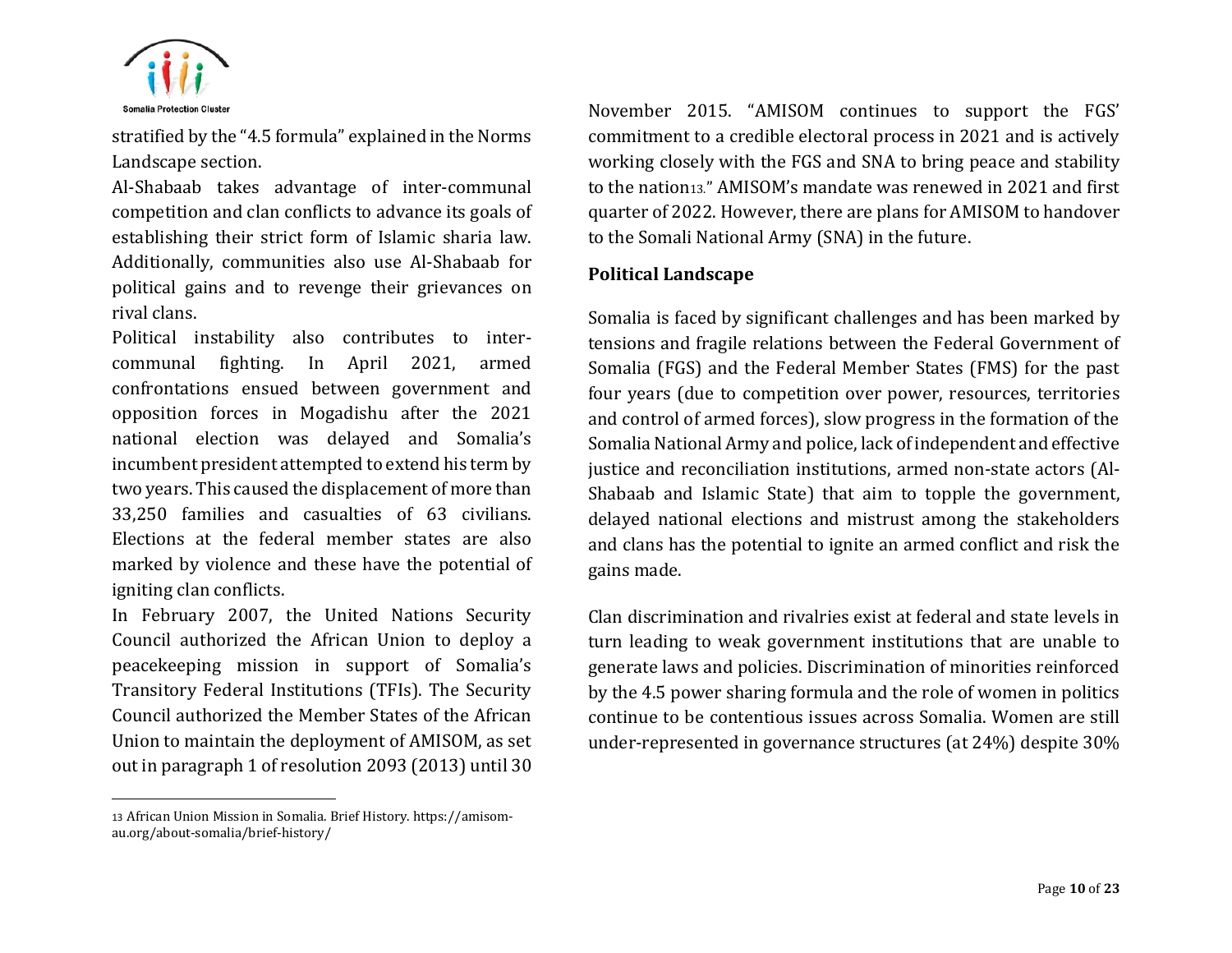stratified by the "4.5 formula" explained in the Norms Landscape section.

Al-Shabaab takes advantage of inter-communal competition and clan conflicts to advance its goals of establishing their strict form of Islamic sharia law. Additionally, communities also use Al-Shabaab for political gains and to revenge their grievances on rival clans.

Political instability also contributes to inter-communal fighting. In April 2021, armed confrontations ensued between government and opposition forces in Mogadishu after the 2021 national election was delayed and Somalia's incumbent president attempted to extend his term by two years. This caused the displacement of more than 33,250 families and casualties of 63 civilians. Elections at the federal member states are also marked by violence and these have the potential of igniting clan conflicts.

In February 2007, the United Nations Security Council authorized the African Union to deploy a peacekeeping mission in support of Somalia's Transitory Federal Institutions (TFIs). The Security Council authorized the Member States of the African Union to maintain the deployment of AMISOM, as set out in paragraph 1 of resolution 2093 (2013) until 30 November 2015. "AMISOM continues to support the FGS' commitment to a credible electoral process in 2021 and is actively working closely with the FGS and SNA to bring peace and stability to the nation[13]." AMISOM's mandate was renewed in 2021 and first quarter of 2022. However, there are plans for AMISOM to handover to the Somali National Army (SNA) in the future.

**Political Landscape**

Somalia is faced by significant challenges and has been marked by tensions and fragile relations between the Federal Government of Somalia (FGS) and the Federal Member States (FMS) for the past four years (due to competition over power, resources, territories and control of armed forces), slow progress in the formation of the Somalia National Army and police, lack of independent and effective justice and reconciliation institutions, armed non-state actors (Al-Shabaab and Islamic State) that aim to topple the government, delayed national elections and mistrust among the stakeholders and clans has the potential to ignite an armed conflict and risk the gains made.

Clan discrimination and rivalries exist at federal and state levels in turn leading to weak government institutions that are unable to generate laws and policies. Discrimination of minorities reinforced by the 4.5 power sharing formula and the role of women in politics continue to be contentious issues across Somalia. Women are still under-represented in governance structures (at 24%) despite 30%

---

[13] African Union Mission in Somalia. Brief History. https://amisom-au.org/about-somalia/brief-history/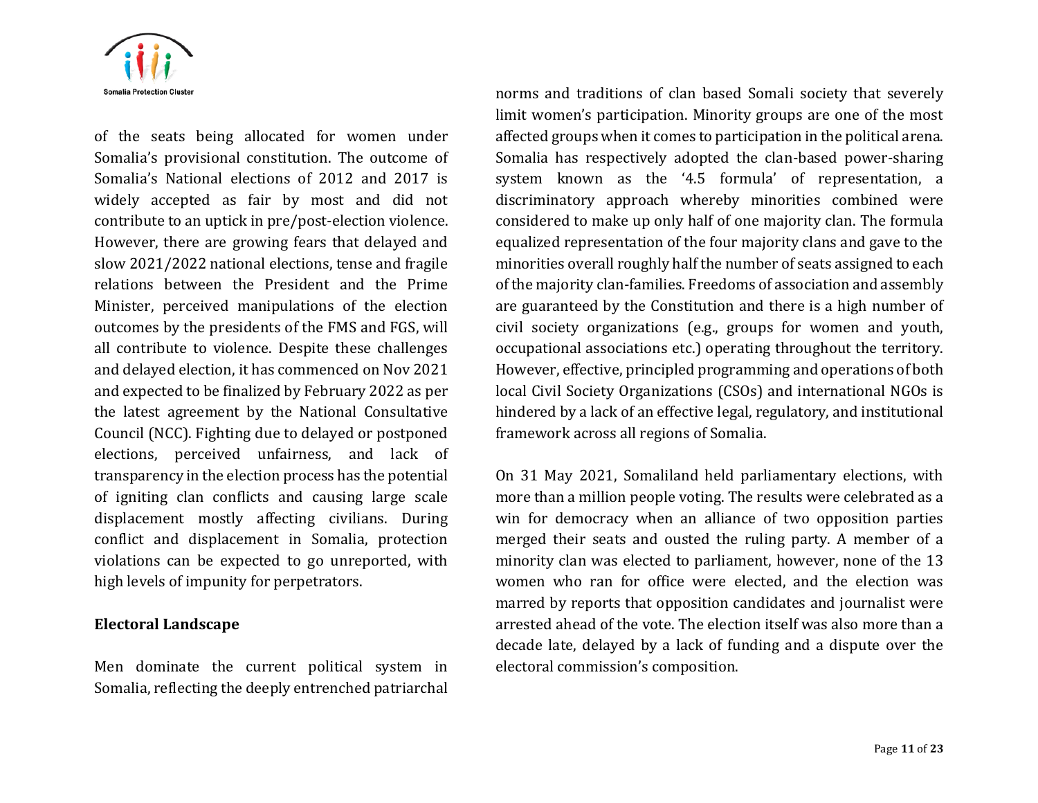of the seats being allocated for women under Somalia's provisional constitution. The outcome of Somalia's National elections of 2012 and 2017 is widely accepted as fair by most and did not contribute to an uptick in pre/post-election violence. However, there are growing fears that delayed and slow 2021/2022 national elections, tense and fragile relations between the President and the Prime Minister, perceived manipulations of the election outcomes by the presidents of the FMS and FGS, will all contribute to violence. Despite these challenges and delayed election, it has commenced on Nov 2021 and expected to be finalized by February 2022 as per the latest agreement by the National Consultative Council (NCC). Fighting due to delayed or postponed elections, perceived unfairness, and lack of transparency in the election process has the potential of igniting clan conflicts and causing large scale displacement mostly affecting civilians. During conflict and displacement in Somalia, protection violations can be expected to go unreported, with high levels of impunity for perpetrators.

**Electoral Landscape**

Men dominate the current political system in Somalia, reflecting the deeply entrenched patriarchal norms and traditions of clan based Somali society that severely limit women's participation. Minority groups are one of the most affected groups when it comes to participation in the political arena. Somalia has respectively adopted the clan-based power-sharing system known as the '4.5 formula' of representation, a discriminatory approach whereby minorities combined were considered to make up only half of one majority clan. The formula equalized representation of the four majority clans and gave to the minorities overall roughly half the number of seats assigned to each of the majority clan-families. Freedoms of association and assembly are guaranteed by the Constitution and there is a high number of civil society organizations (e.g., groups for women and youth, occupational associations etc.) operating throughout the territory. However, effective, principled programming and operations of both local Civil Society Organizations (CSOs) and international NGOs is hindered by a lack of an effective legal, regulatory, and institutional framework across all regions of Somalia.

On 31 May 2021, Somaliland held parliamentary elections, with more than a million people voting. The results were celebrated as a win for democracy when an alliance of two opposition parties merged their seats and ousted the ruling party. A member of a minority clan was elected to parliament, however, none of the 13 women who ran for office were elected, and the election was marred by reports that opposition candidates and journalist were arrested ahead of the vote. The election itself was also more than a decade late, delayed by a lack of funding and a dispute over the electoral commission's composition.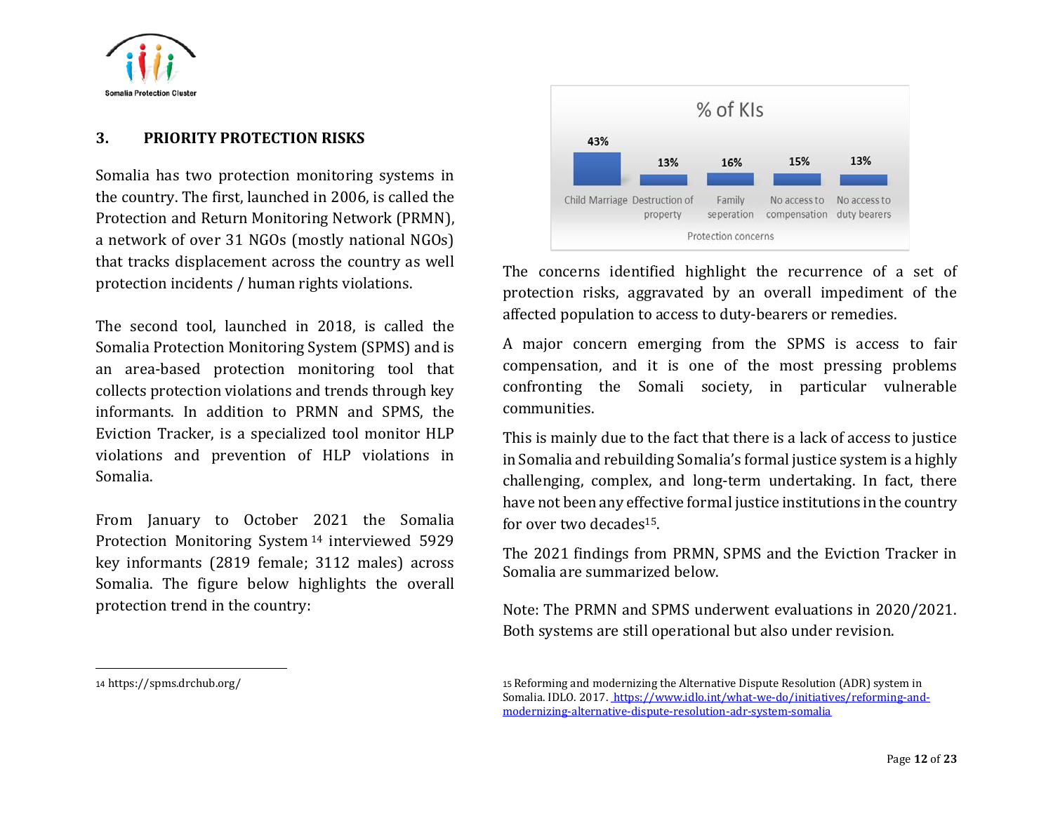## 3. PRIORITY PROTECTION RISKS

Somalia has two protection monitoring systems in the country. The first, launched in 2006, is called the Protection and Return Monitoring Network (PRMN), a network of over 31 NGOs (mostly national NGOs) that tracks displacement across the country as well protection incidents / human rights violations.

The second tool, launched in 2018, is called the Somalia Protection Monitoring System (SPMS) and is an area-based protection monitoring tool that collects protection violations and trends through key informants. In addition to PRMN and SPMS, the Eviction Tracker, is a specialized tool monitor HLP violations and prevention of HLP violations in Somalia.

From January to October 2021 the Somalia Protection Monitoring System[14] interviewed 5929 key informants (2819 female; 3112 males) across Somalia. The figure below highlights the overall protection trend in the country:

% of KIs

| Protection concerns | % of KIs |
|---|---|
| Child Marriage | 43% |
| Destruction of property | 13% |
| Family seperation | 16% |
| No access to compensation | 15% |
| No access to duty bearers | 13% |

The concerns identified highlight the recurrence of a set of protection risks, aggravated by an overall impediment of the affected population to access to duty-bearers or remedies.

A major concern emerging from the SPMS is access to fair compensation, and it is one of the most pressing problems confronting the Somali society, in particular vulnerable communities.

This is mainly due to the fact that there is a lack of access to justice in Somalia and rebuilding Somalia's formal justice system is a highly challenging, complex, and long-term undertaking. In fact, there have not been any effective formal justice institutions in the country for over two decades[15].

The 2021 findings from PRMN, SPMS and the Eviction Tracker in Somalia are summarized below.

Note: The PRMN and SPMS underwent evaluations in 2020/2021. Both systems are still operational but also under revision.

---

[14] https://spms.drchub.org/

[15] Reforming and modernizing the Alternative Dispute Resolution (ADR) system in Somalia. IDLO. 2017. https://www.idlo.int/what-we-do/initiatives/reforming-and-modernizing-alternative-dispute-resolution-adr-system-somalia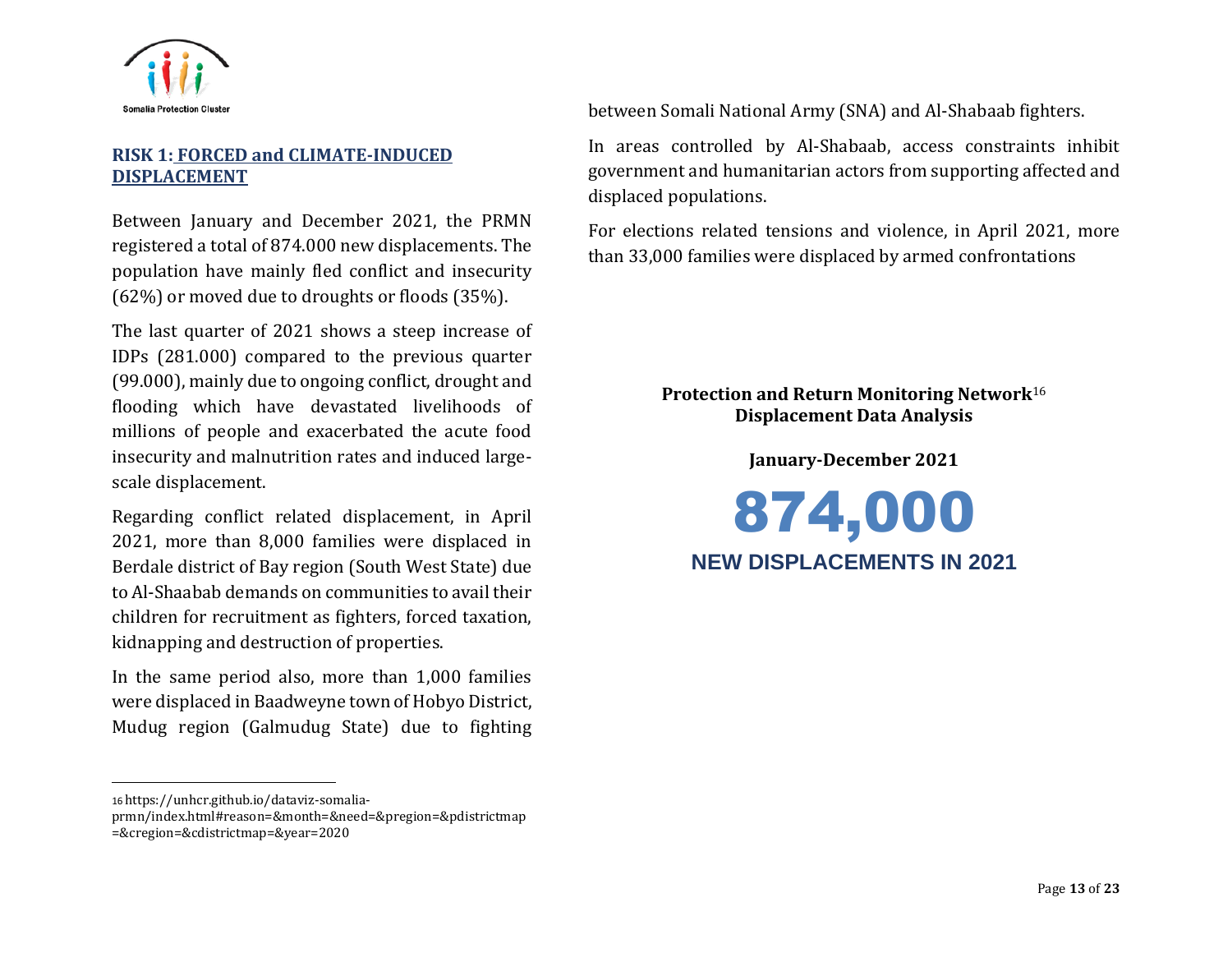## RISK 1: FORCED and CLIMATE-INDUCED DISPLACEMENT

Between January and December 2021, the PRMN registered a total of 874.000 new displacements. The population have mainly fled conflict and insecurity (62%) or moved due to droughts or floods (35%).

The last quarter of 2021 shows a steep increase of IDPs (281.000) compared to the previous quarter (99.000), mainly due to ongoing conflict, drought and flooding which have devastated livelihoods of millions of people and exacerbated the acute food insecurity and malnutrition rates and induced large-scale displacement.

Regarding conflict related displacement, in April 2021, more than 8,000 families were displaced in Berdale district of Bay region (South West State) due to Al-Shaabab demands on communities to avail their children for recruitment as fighters, forced taxation, kidnapping and destruction of properties.

In the same period also, more than 1,000 families were displaced in Baadweyne town of Hobyo District, Mudug region (Galmudug State) due to fighting between Somali National Army (SNA) and Al-Shabaab fighters.

In areas controlled by Al-Shabaab, access constraints inhibit government and humanitarian actors from supporting affected and displaced populations.

For elections related tensions and violence, in April 2021, more than 33,000 families were displaced by armed confrontations

**Protection and Return Monitoring Network[16] Displacement Data Analysis**

**January-December 2021**

**874,000**

**NEW DISPLACEMENTS IN 2021**

16 https://unhcr.github.io/dataviz-somalia-prmn/index.html#reason=&month=&need=&pregion=&pdistrictmap=&cregion=&cdistrictmap=&year=2020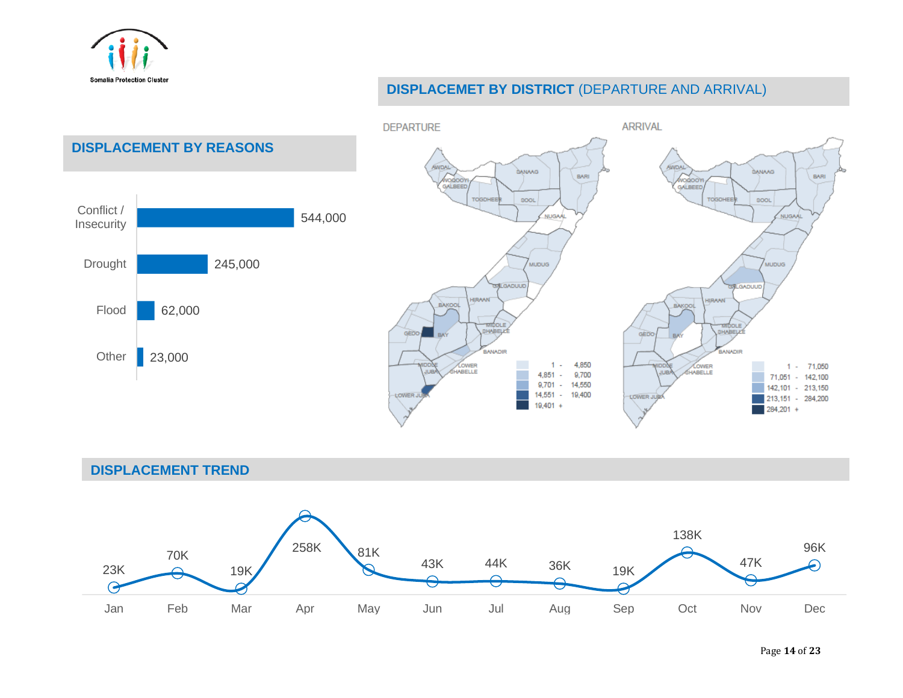## DISPLACEMENT BY REASONS

| Reason | Displaced |
|---|---|
| Conflict / Insecurity | 544,000 |
| Drought | 245,000 |
| Flood | 62,000 |
| Other | 23,000 |

## DISPLACEMET BY DISTRICT (DEPARTURE AND ARRIVAL)

DEPARTURE

| Legend |
|---|
| 1 - 4,850 |
| 4,851 - 9,700 |
| 9,701 - 14,550 |
| 14,551 - 19,400 |
| 19,401 + |

ARRIVAL

| Legend |
|---|
| 1 - 71,050 |
| 71,051 - 142,100 |
| 142,101 - 213,150 |
| 213,151 - 284,200 |
| 284,201 + |

## DISPLACEMENT TREND

| Jan | Feb | Mar | Apr | May | Jun | Jul | Aug | Sep | Oct | Nov | Dec |
|---|---|---|---|---|---|---|---|---|---|---|---|
| 23K | 70K | 19K | 258K | 81K | 43K | 44K | 36K | 19K | 138K | 47K | 96K |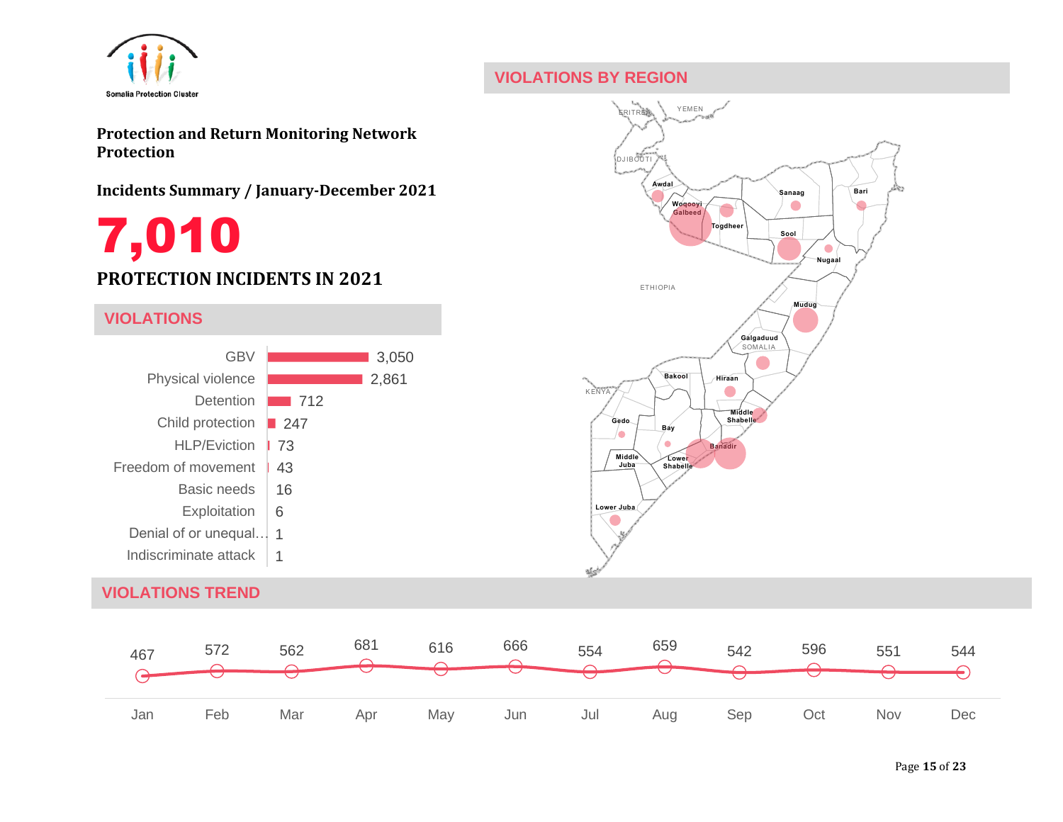Somalia Protection Cluster

**Protection and Return Monitoring Network Protection**

**Incidents Summary / January-December 2021**

# 7,010

## PROTECTION INCIDENTS IN 2021

## VIOLATIONS

| Violation | Count |
| --- | --- |
| GBV | 3,050 |
| Physical violence | 2,861 |
| Detention | 712 |
| Child protection | 247 |
| HLP/Eviction | 73 |
| Freedom of movement | 43 |
| Basic needs | 16 |
| Exploitation | 6 |
| Denial of or unequal… | 1 |
| Indiscriminate attack | 1 |

## VIOLATIONS BY REGION

ERITREA, YEMEN, DJIBOUTI, ETHIOPIA, KENYA, SOMALIA

Awdal, Woqooyi Galbeed, Togdheer, Sanaag, Bari, Sool, Nugaal, Mudug, Galgaduud, Hiraan, Bakool, Middle Shabelle, Gedo, Bay, Banadir, Lower Shabelle, Middle Juba, Lower Juba

## VIOLATIONS TREND

| Jan | Feb | Mar | Apr | May | Jun | Jul | Aug | Sep | Oct | Nov | Dec |
| --- | --- | --- | --- | --- | --- | --- | --- | --- | --- | --- | --- |
| 467 | 572 | 562 | 681 | 616 | 666 | 554 | 659 | 542 | 596 | 551 | 544 |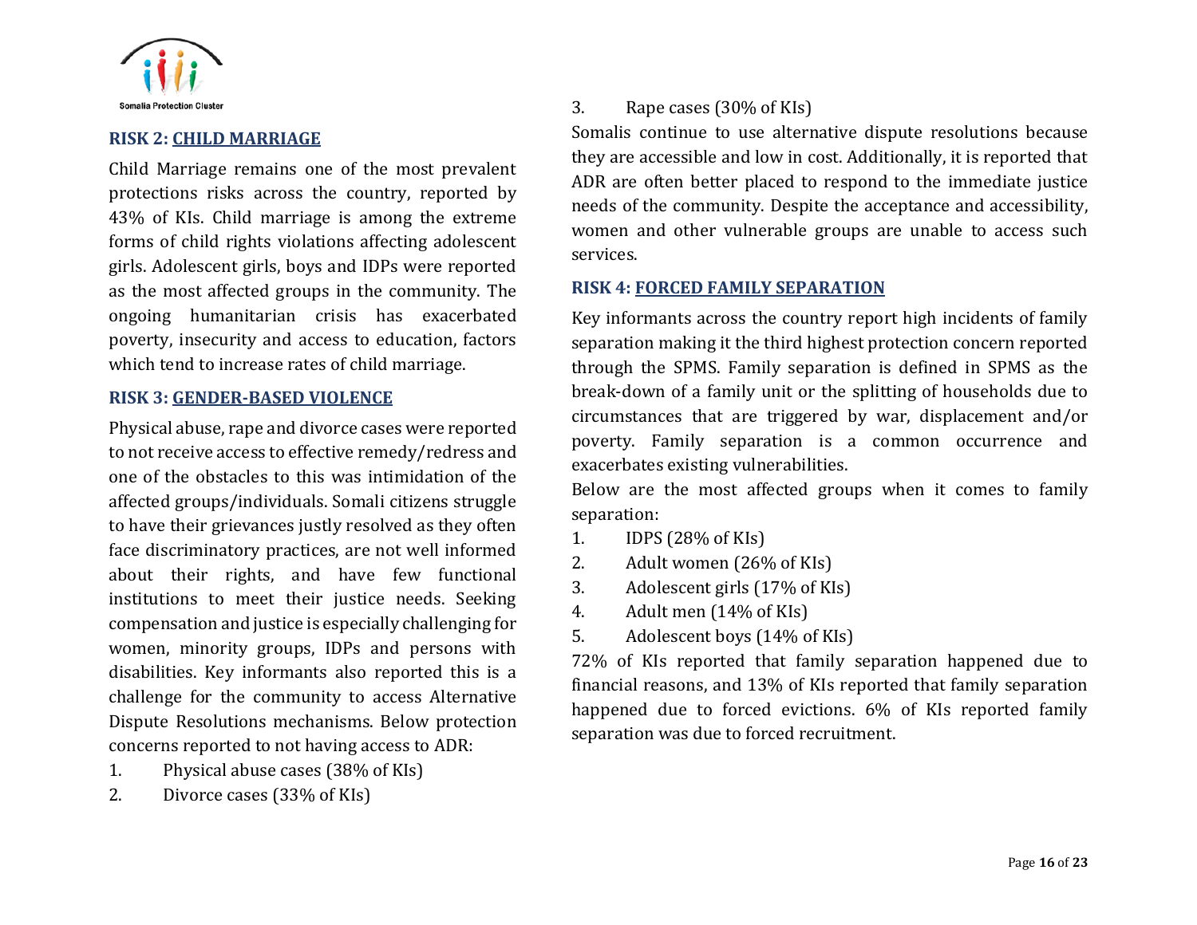### RISK 2: CHILD MARRIAGE

Child Marriage remains one of the most prevalent protections risks across the country, reported by 43% of KIs. Child marriage is among the extreme forms of child rights violations affecting adolescent girls. Adolescent girls, boys and IDPs were reported as the most affected groups in the community. The ongoing humanitarian crisis has exacerbated poverty, insecurity and access to education, factors which tend to increase rates of child marriage.

### RISK 3: GENDER-BASED VIOLENCE

Physical abuse, rape and divorce cases were reported to not receive access to effective remedy/redress and one of the obstacles to this was intimidation of the affected groups/individuals. Somali citizens struggle to have their grievances justly resolved as they often face discriminatory practices, are not well informed about their rights, and have few functional institutions to meet their justice needs. Seeking compensation and justice is especially challenging for women, minority groups, IDPs and persons with disabilities. Key informants also reported this is a challenge for the community to access Alternative Dispute Resolutions mechanisms. Below protection concerns reported to not having access to ADR:

1. Physical abuse cases (38% of KIs)
2. Divorce cases (33% of KIs)
3. Rape cases (30% of KIs)

Somalis continue to use alternative dispute resolutions because they are accessible and low in cost. Additionally, it is reported that ADR are often better placed to respond to the immediate justice needs of the community. Despite the acceptance and accessibility, women and other vulnerable groups are unable to access such services.

### RISK 4: FORCED FAMILY SEPARATION

Key informants across the country report high incidents of family separation making it the third highest protection concern reported through the SPMS. Family separation is defined in SPMS as the break-down of a family unit or the splitting of households due to circumstances that are triggered by war, displacement and/or poverty. Family separation is a common occurrence and exacerbates existing vulnerabilities.

Below are the most affected groups when it comes to family separation:

1. IDPS (28% of KIs)
2. Adult women (26% of KIs)
3. Adolescent girls (17% of KIs)
4. Adult men (14% of KIs)
5. Adolescent boys (14% of KIs)

72% of KIs reported that family separation happened due to financial reasons, and 13% of KIs reported that family separation happened due to forced evictions. 6% of KIs reported family separation was due to forced recruitment.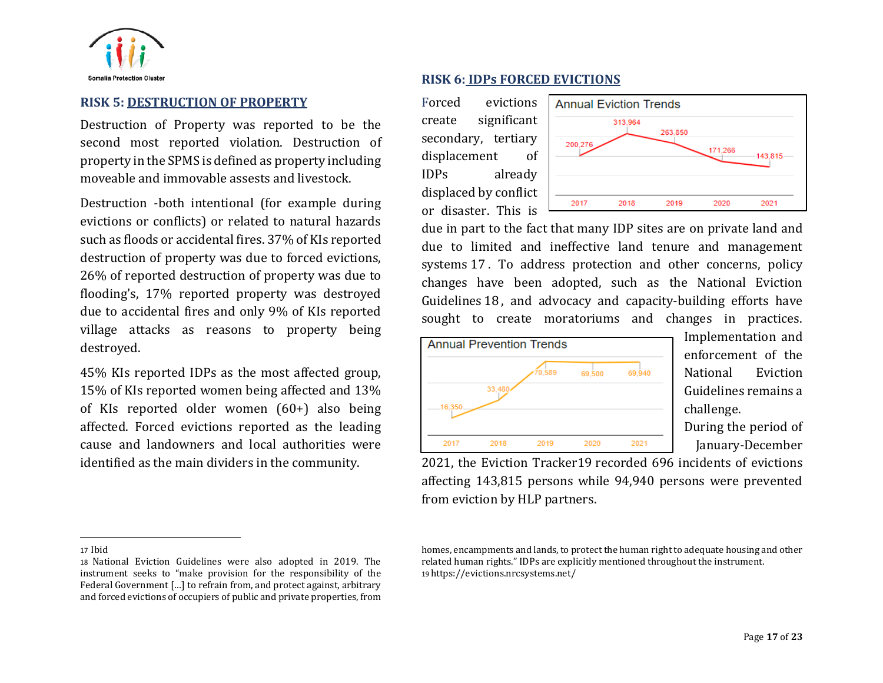## RISK 5: DESTRUCTION OF PROPERTY

Destruction of Property was reported to be the second most reported violation. Destruction of property in the SPMS is defined as property including moveable and immovable assests and livestock.

Destruction -both intentional (for example during evictions or conflicts) or related to natural hazards such as floods or accidental fires. 37% of KIs reported destruction of property was due to forced evictions, 26% of reported destruction of property was due to flooding's, 17% reported property was destroyed due to accidental fires and only 9% of KIs reported village attacks as reasons to property being destroyed.

45% KIs reported IDPs as the most affected group, 15% of KIs reported women being affected and 13% of KIs reported older women (60+) also being affected. Forced evictions reported as the leading cause and landowners and local authorities were identified as the main dividers in the community.

## RISK 6: IDPs FORCED EVICTIONS

**Annual Eviction Trends**

| Year | Evictions |
|---|---|
| 2017 | 200,276 |
| 2018 | 313,964 |
| 2019 | 263,850 |
| 2020 | 171,266 |
| 2021 | 143,815 |

Forced evictions create significant secondary, tertiary displacement of IDPs already displaced by conflict or disaster. This is due in part to the fact that many IDP sites are on private land and due to limited and ineffective land tenure and management systems [17]. To address protection and other concerns, policy changes have been adopted, such as the National Eviction Guidelines [18], and advocacy and capacity-building efforts have sought to create moratoriums and changes in practices. Implementation and enforcement of the National Eviction Guidelines remains a challenge.

**Annual Prevention Trends**

| Year | Prevented |
|---|---|
| 2017 | 16,350 |
| 2018 | 33,480 |
| 2019 | 70,589 |
| 2020 | 69,500 |
| 2021 | 69,940 |

During the period of January-December 2021, the Eviction Tracker[19] recorded 696 incidents of evictions affecting 143,815 persons while 94,940 persons were prevented from eviction by HLP partners.

---

[17] Ibid

[18] National Eviction Guidelines were also adopted in 2019. The instrument seeks to "make provision for the responsibility of the Federal Government […] to refrain from, and protect against, arbitrary and forced evictions of occupiers of public and private properties, from homes, encampments and lands, to protect the human right to adequate housing and other related human rights." IDPs are explicitly mentioned throughout the instrument.

[19] https://evictions.nrcsystems.net/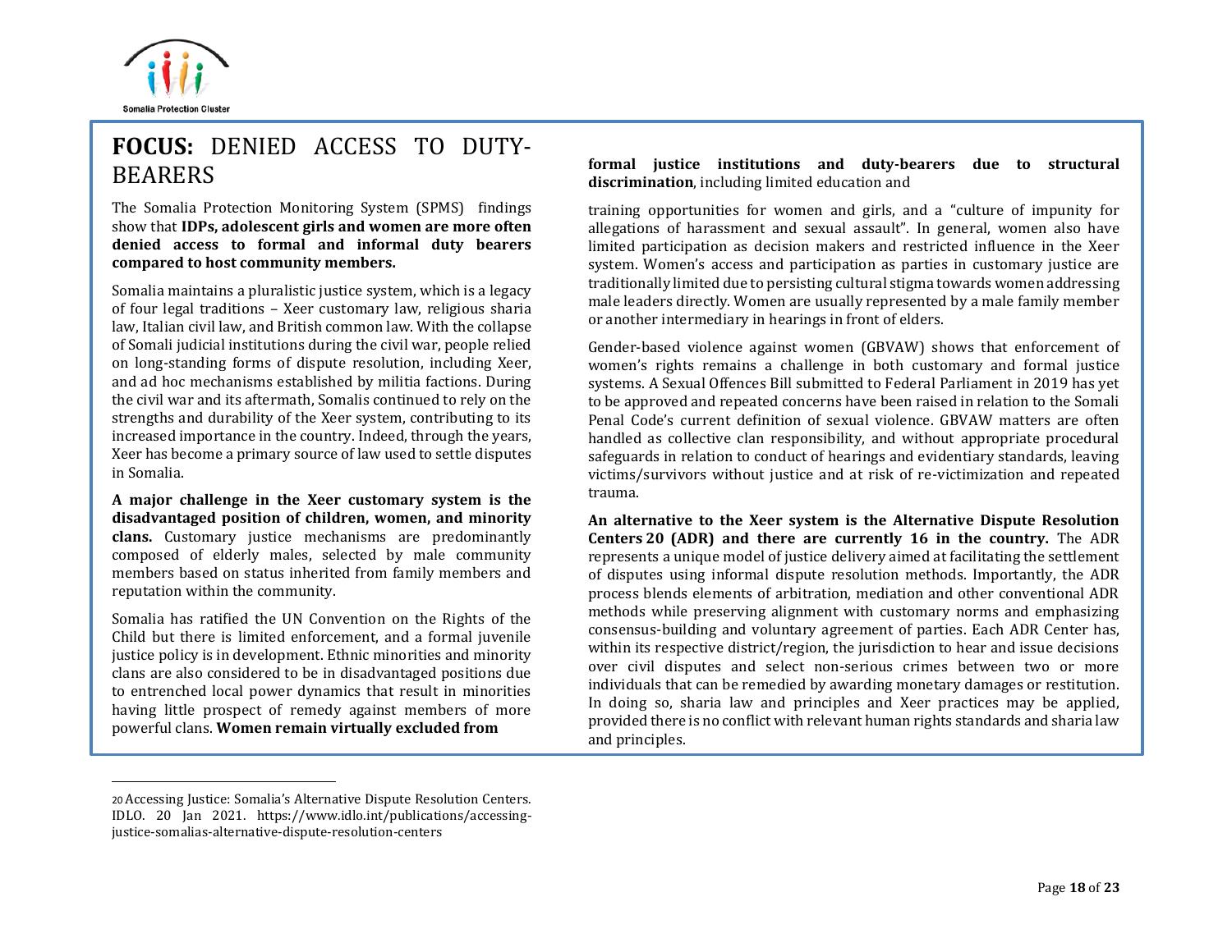## **FOCUS:** DENIED ACCESS TO DUTY-BEARERS

The Somalia Protection Monitoring System (SPMS) findings show that **IDPs, adolescent girls and women are more often denied access to formal and informal duty bearers compared to host community members.**

Somalia maintains a pluralistic justice system, which is a legacy of four legal traditions – Xeer customary law, religious sharia law, Italian civil law, and British common law. With the collapse of Somali judicial institutions during the civil war, people relied on long-standing forms of dispute resolution, including Xeer, and ad hoc mechanisms established by militia factions. During the civil war and its aftermath, Somalis continued to rely on the strengths and durability of the Xeer system, contributing to its increased importance in the country. Indeed, through the years, Xeer has become a primary source of law used to settle disputes in Somalia.

**A major challenge in the Xeer customary system is the disadvantaged position of children, women, and minority clans.** Customary justice mechanisms are predominantly composed of elderly males, selected by male community members based on status inherited from family members and reputation within the community.

Somalia has ratified the UN Convention on the Rights of the Child but there is limited enforcement, and a formal juvenile justice policy is in development. Ethnic minorities and minority clans are also considered to be in disadvantaged positions due to entrenched local power dynamics that result in minorities having little prospect of remedy against members of more powerful clans. **Women remain virtually excluded from formal justice institutions and duty-bearers due to structural discrimination**, including limited education and training opportunities for women and girls, and a "culture of impunity for allegations of harassment and sexual assault". In general, women also have limited participation as decision makers and restricted influence in the Xeer system. Women's access and participation as parties in customary justice are traditionally limited due to persisting cultural stigma towards women addressing male leaders directly. Women are usually represented by a male family member or another intermediary in hearings in front of elders.

Gender-based violence against women (GBVAW) shows that enforcement of women's rights remains a challenge in both customary and formal justice systems. A Sexual Offences Bill submitted to Federal Parliament in 2019 has yet to be approved and repeated concerns have been raised in relation to the Somali Penal Code's current definition of sexual violence. GBVAW matters are often handled as collective clan responsibility, and without appropriate procedural safeguards in relation to conduct of hearings and evidentiary standards, leaving victims/survivors without justice and at risk of re-victimization and repeated trauma.

**An alternative to the Xeer system is the Alternative Dispute Resolution Centers [20] (ADR) and there are currently 16 in the country.** The ADR represents a unique model of justice delivery aimed at facilitating the settlement of disputes using informal dispute resolution methods. Importantly, the ADR process blends elements of arbitration, mediation and other conventional ADR methods while preserving alignment with customary norms and emphasizing consensus-building and voluntary agreement of parties. Each ADR Center has, within its respective district/region, the jurisdiction to hear and issue decisions over civil disputes and select non-serious crimes between two or more individuals that can be remedied by awarding monetary damages or restitution. In doing so, sharia law and principles and Xeer practices may be applied, provided there is no conflict with relevant human rights standards and sharia law and principles.

---

[20] Accessing Justice: Somalia's Alternative Dispute Resolution Centers. IDLO. 20 Jan 2021. https://www.idlo.int/publications/accessing-justice-somalias-alternative-dispute-resolution-centers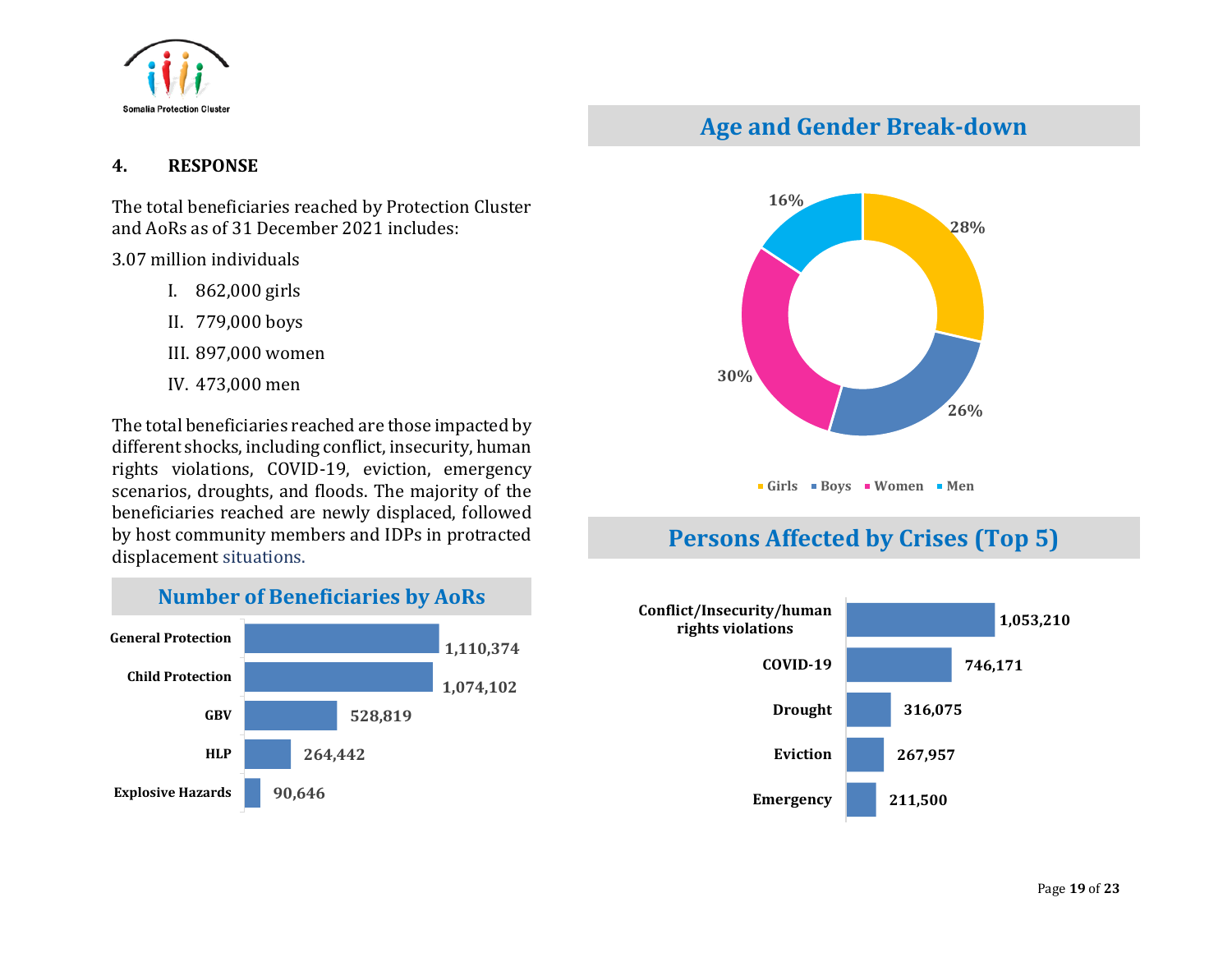## 4. RESPONSE

The total beneficiaries reached by Protection Cluster and AoRs as of 31 December 2021 includes:

3.07 million individuals

I. 862,000 girls

II. 779,000 boys

III. 897,000 women

IV. 473,000 men

The total beneficiaries reached are those impacted by different shocks, including conflict, insecurity, human rights violations, COVID-19, eviction, emergency scenarios, droughts, and floods. The majority of the beneficiaries reached are newly displaced, followed by host community members and IDPs in protracted displacement situations.

### Number of Beneficiaries by AoRs

| AoR | Beneficiaries |
|---|---|
| General Protection | 1,110,374 |
| Child Protection | 1,074,102 |
| GBV | 528,819 |
| HLP | 264,442 |
| Explosive Hazards | 90,646 |

### Age and Gender Break-down

| Group | Percentage |
|---|---|
| Girls | 28% |
| Boys | 26% |
| Women | 30% |
| Men | 16% |

### Persons Affected by Crises (Top 5)

| Crisis | Persons |
|---|---|
| Conflict/Insecurity/human rights violations | 1,053,210 |
| COVID-19 | 746,171 |
| Drought | 316,075 |
| Eviction | 267,957 |
| Emergency | 211,500 |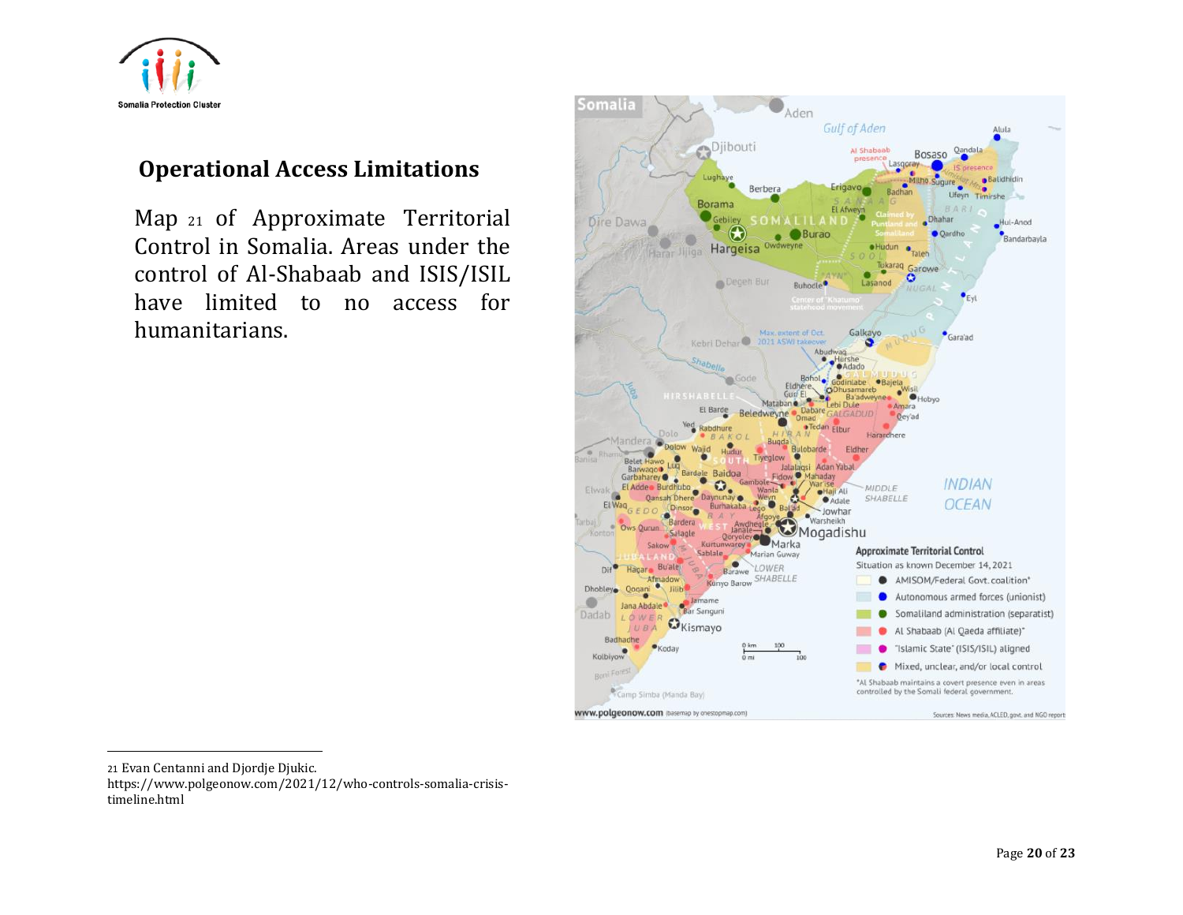## Operational Access Limitations

Map [21] of Approximate Territorial Control in Somalia. Areas under the control of Al-Shabaab and ISIS/ISIL have limited to no access for humanitarians.

---

21 Evan Centanni and Djordje Djukic. https://www.polgeonow.com/2021/12/who-controls-somalia-crisis-timeline.html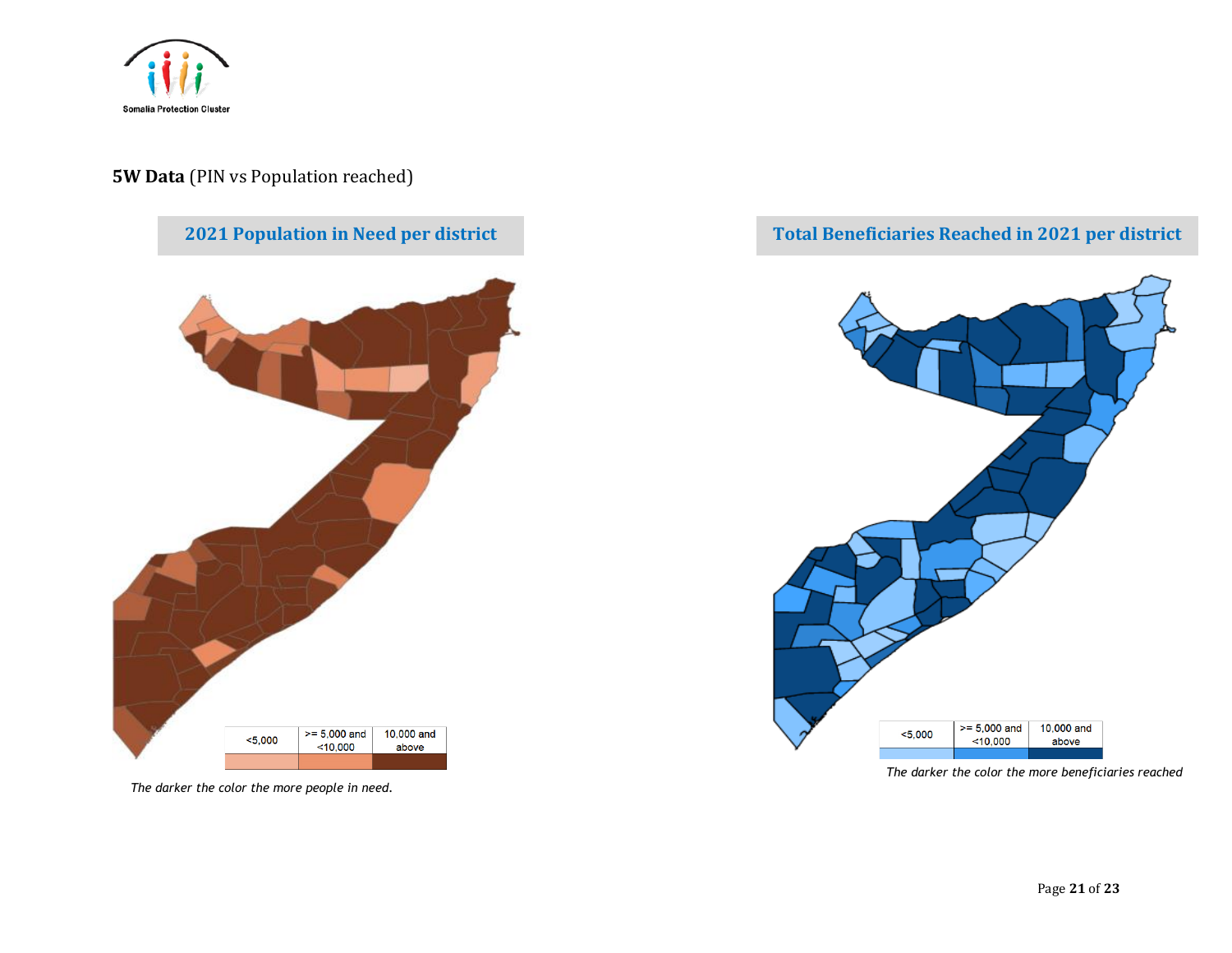**5W Data** (PIN vs Population reached)

## 2021 Population in Need per district

| <5,000 | >= 5,000 and <10,000 | 10,000 and above |
|---|---|---|

*The darker the color the more people in need.*

## Total Beneficiaries Reached in 2021 per district

| <5,000 | >= 5,000 and <10,000 | 10,000 and above |
|---|---|---|

*The darker the color the more beneficiaries reached*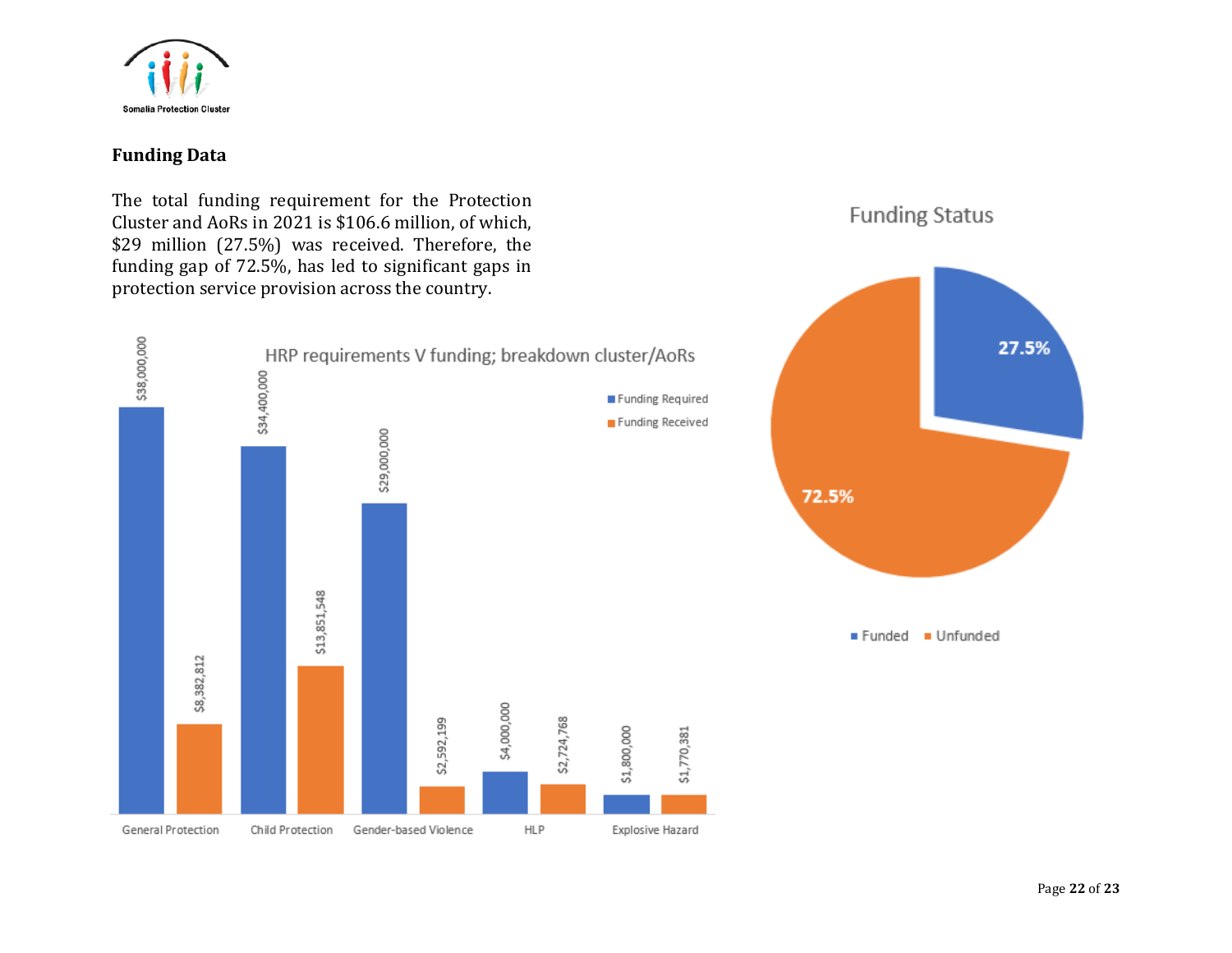## Funding Data

The total funding requirement for the Protection Cluster and AoRs in 2021 is $106.6 million, of which, $29 million (27.5%) was received. Therefore, the funding gap of 72.5%, has led to significant gaps in protection service provision across the country.

**HRP requirements V funding; breakdown cluster/AoRs**

| | Funding Required | Funding Received |
|---|---|---|
| General Protection | $38,000,000 | $8,382,812 |
| Child Protection | $34,400,000 | $13,851,548 |
| Gender-based Violence | $29,000,000 | $2,592,199 |
| HLP | $4,000,000 | $2,724,768 |
| Explosive Hazard | $1,800,000 | $1,770,381 |

**Funding Status**

| Funded | Unfunded |
|---|---|
| 27.5% | 72.5% |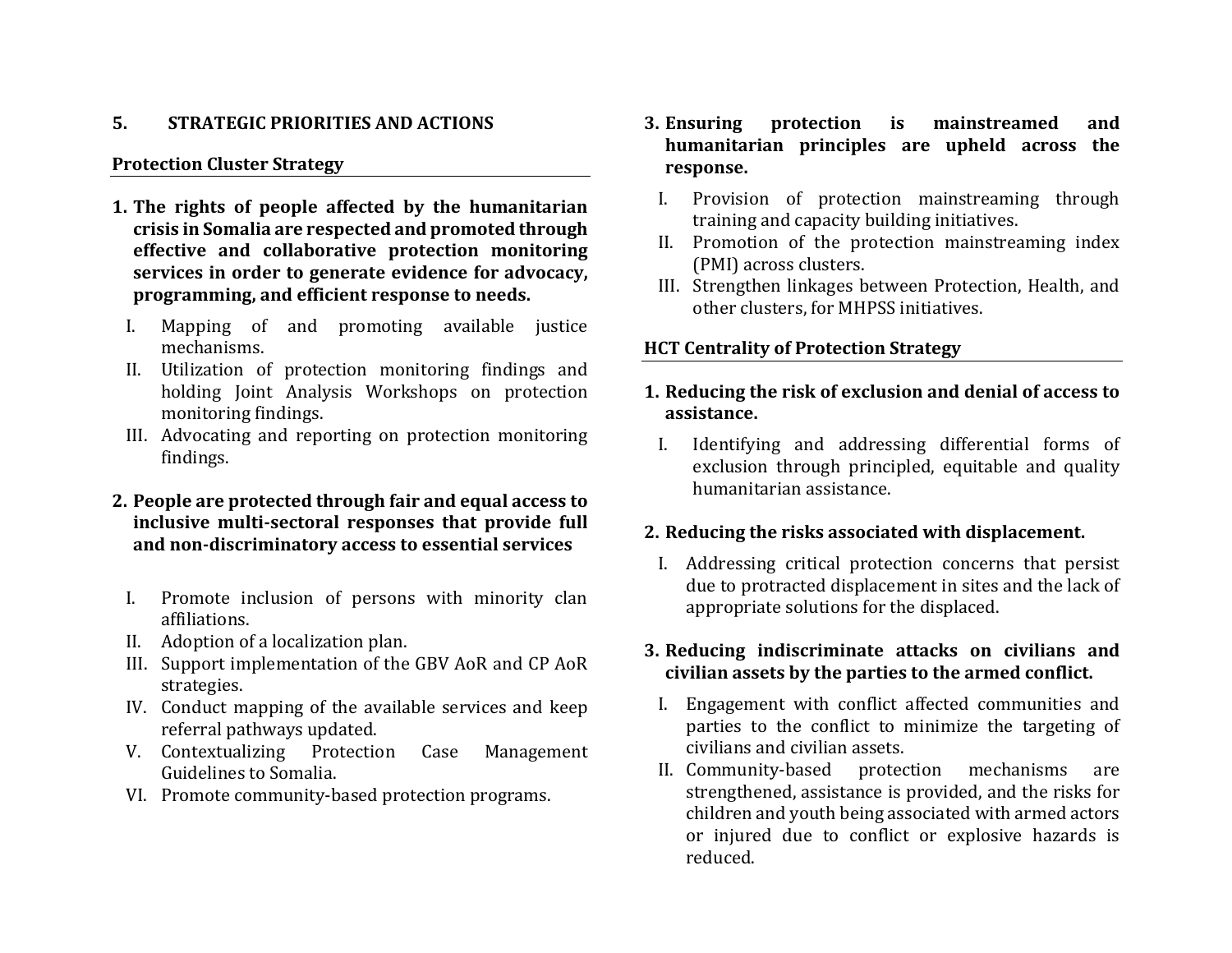## 5. STRATEGIC PRIORITIES AND ACTIONS

### Protection Cluster Strategy

1. **The rights of people affected by the humanitarian crisis in Somalia are respected and promoted through effective and collaborative protection monitoring services in order to generate evidence for advocacy, programming, and efficient response to needs.**

   I. Mapping of and promoting available justice mechanisms.
   II. Utilization of protection monitoring findings and holding Joint Analysis Workshops on protection monitoring findings.
   III. Advocating and reporting on protection monitoring findings.

2. **People are protected through fair and equal access to inclusive multi-sectoral responses that provide full and non-discriminatory access to essential services**

   I. Promote inclusion of persons with minority clan affiliations.
   II. Adoption of a localization plan.
   III. Support implementation of the GBV AoR and CP AoR strategies.
   IV. Conduct mapping of the available services and keep referral pathways updated.
   V. Contextualizing Protection Case Management Guidelines to Somalia.
   VI. Promote community-based protection programs.

3. **Ensuring protection is mainstreamed and humanitarian principles are upheld across the response.**

   I. Provision of protection mainstreaming through training and capacity building initiatives.
   II. Promotion of the protection mainstreaming index (PMI) across clusters.
   III. Strengthen linkages between Protection, Health, and other clusters, for MHPSS initiatives.

### HCT Centrality of Protection Strategy

1. **Reducing the risk of exclusion and denial of access to assistance.**

   I. Identifying and addressing differential forms of exclusion through principled, equitable and quality humanitarian assistance.

2. **Reducing the risks associated with displacement.**

   I. Addressing critical protection concerns that persist due to protracted displacement in sites and the lack of appropriate solutions for the displaced.

3. **Reducing indiscriminate attacks on civilians and civilian assets by the parties to the armed conflict.**

   I. Engagement with conflict affected communities and parties to the conflict to minimize the targeting of civilians and civilian assets.
   II. Community-based protection mechanisms are strengthened, assistance is provided, and the risks for children and youth being associated with armed actors or injured due to conflict or explosive hazards is reduced.